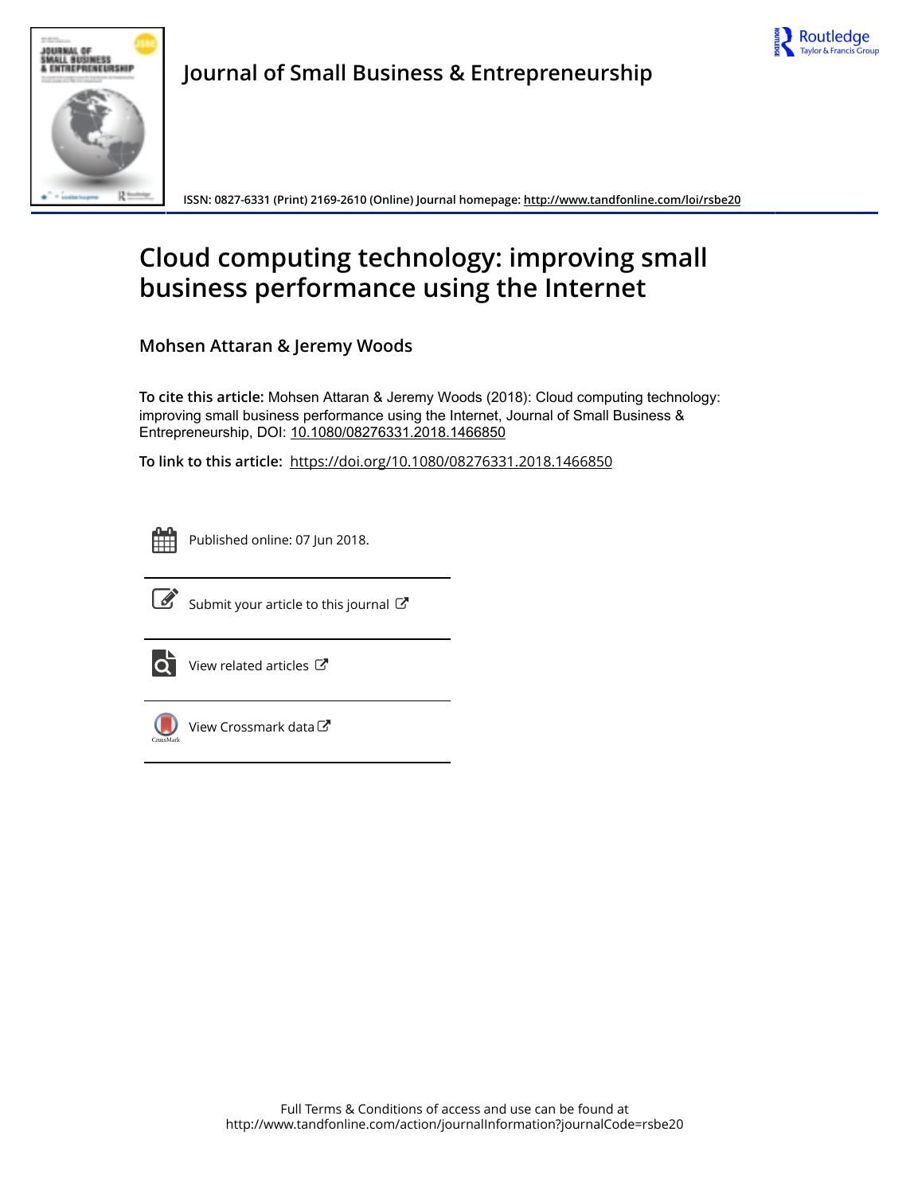Journal of Small Business & Entrepreneurship

ISSN: 0827-6331 (Print) 2169-2610 (Online) Journal homepage: http://www.tandfonline.com/loi/rsbe20

# Cloud computing technology: improving small business performance using the Internet

## Mohsen Attaran & Jeremy Woods

**To cite this article:** Mohsen Attaran & Jeremy Woods (2018): Cloud computing technology: improving small business performance using the Internet, Journal of Small Business & Entrepreneurship, DOI: 10.1080/08276331.2018.1466850

**To link to this article:** https://doi.org/10.1080/08276331.2018.1466850

Published online: 07 Jun 2018.

Submit your article to this journal

View related articles

View Crossmark data

Full Terms & Conditions of access and use can be found at
http://www.tandfonline.com/action/journalInformation?journalCode=rsbe20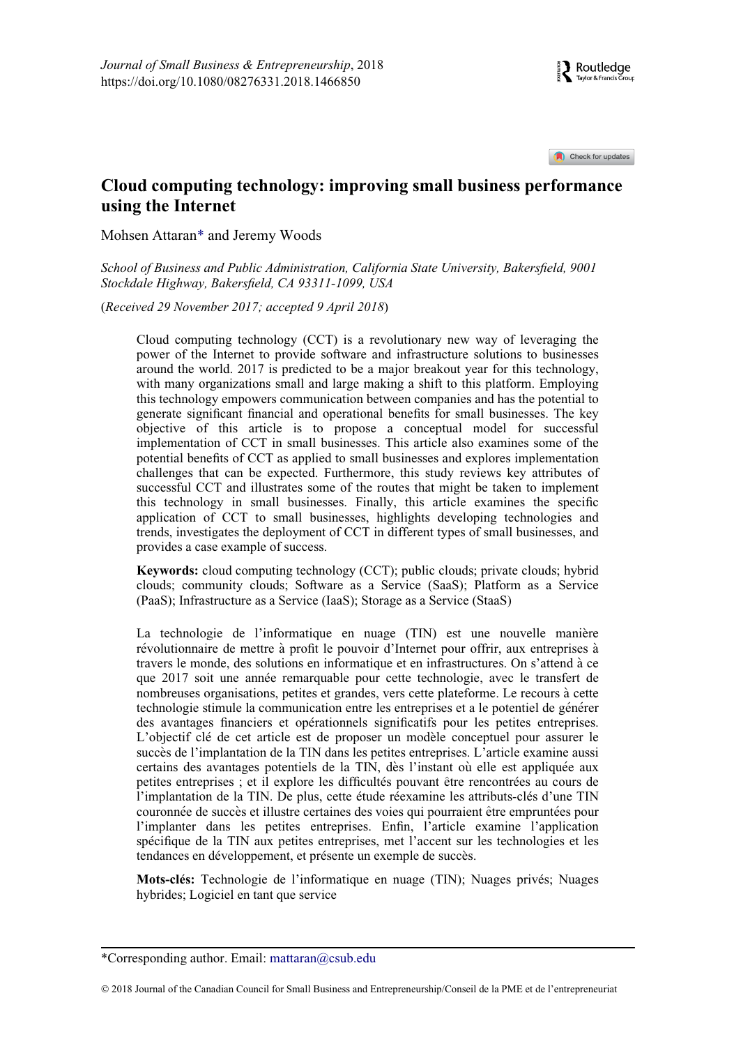*Journal of Small Business & Entrepreneurship*, 2018
https://doi.org/10.1080/08276331.2018.1466850

# Cloud computing technology: improving small business performance using the Internet

Mohsen Attaran* and Jeremy Woods

*School of Business and Public Administration, California State University, Bakersfield, 9001 Stockdale Highway, Bakersfield, CA 93311-1099, USA*

(*Received 29 November 2017; accepted 9 April 2018*)

Cloud computing technology (CCT) is a revolutionary new way of leveraging the power of the Internet to provide software and infrastructure solutions to businesses around the world. 2017 is predicted to be a major breakout year for this technology, with many organizations small and large making a shift to this platform. Employing this technology empowers communication between companies and has the potential to generate significant financial and operational benefits for small businesses. The key objective of this article is to propose a conceptual model for successful implementation of CCT in small businesses. This article also examines some of the potential benefits of CCT as applied to small businesses and explores implementation challenges that can be expected. Furthermore, this study reviews key attributes of successful CCT and illustrates some of the routes that might be taken to implement this technology in small businesses. Finally, this article examines the specific application of CCT to small businesses, highlights developing technologies and trends, investigates the deployment of CCT in different types of small businesses, and provides a case example of success.

**Keywords:** cloud computing technology (CCT); public clouds; private clouds; hybrid clouds; community clouds; Software as a Service (SaaS); Platform as a Service (PaaS); Infrastructure as a Service (IaaS); Storage as a Service (StaaS)

La technologie de l'informatique en nuage (TIN) est une nouvelle manière révolutionnaire de mettre à profit le pouvoir d'Internet pour offrir, aux entreprises à travers le monde, des solutions en informatique et en infrastructures. On s'attend à ce que 2017 soit une année remarquable pour cette technologie, avec le transfert de nombreuses organisations, petites et grandes, vers cette plateforme. Le recours à cette technologie stimule la communication entre les entreprises et a le potentiel de générer des avantages financiers et opérationnels significatifs pour les petites entreprises. L'objectif clé de cet article est de proposer un modèle conceptuel pour assurer le succès de l'implantation de la TIN dans les petites entreprises. L'article examine aussi certains des avantages potentiels de la TIN, dès l'instant où elle est appliquée aux petites entreprises ; et il explore les difficultés pouvant être rencontrées au cours de l'implantation de la TIN. De plus, cette étude réexamine les attributs-clés d'une TIN couronnée de succès et illustre certaines des voies qui pourraient être empruntées pour l'implanter dans les petites entreprises. Enfin, l'article examine l'application spécifique de la TIN aux petites entreprises, met l'accent sur les technologies et les tendances en développement, et présente un exemple de succès.

**Mots-clés:** Technologie de l'informatique en nuage (TIN); Nuages privés; Nuages hybrides; Logiciel en tant que service

*Corresponding author. Email: mattaran@csub.edu

© 2018 Journal of the Canadian Council for Small Business and Entrepreneurship/Conseil de la PME et de l'entrepreneuriat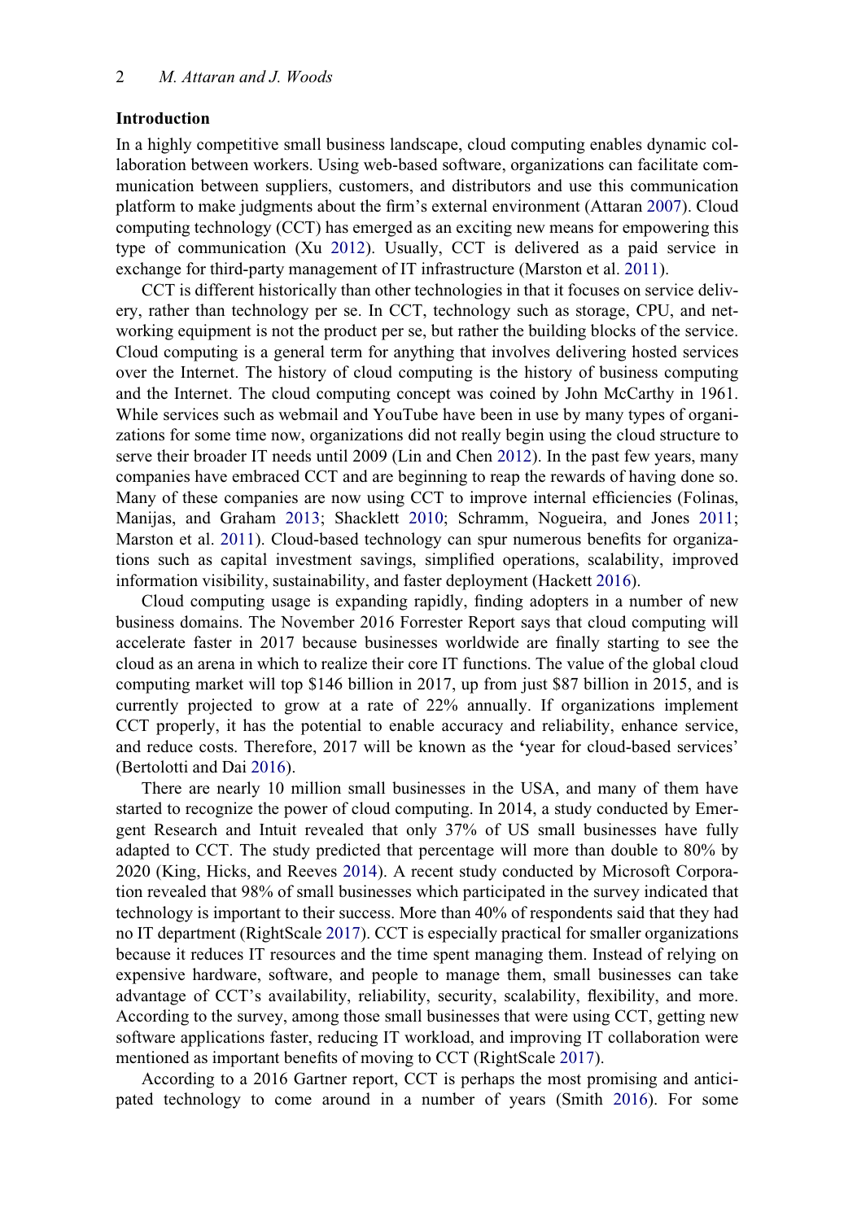## Introduction

In a highly competitive small business landscape, cloud computing enables dynamic collaboration between workers. Using web-based software, organizations can facilitate communication between suppliers, customers, and distributors and use this communication platform to make judgments about the firm's external environment (Attaran 2007). Cloud computing technology (CCT) has emerged as an exciting new means for empowering this type of communication (Xu 2012). Usually, CCT is delivered as a paid service in exchange for third-party management of IT infrastructure (Marston et al. 2011).

CCT is different historically than other technologies in that it focuses on service delivery, rather than technology per se. In CCT, technology such as storage, CPU, and networking equipment is not the product per se, but rather the building blocks of the service. Cloud computing is a general term for anything that involves delivering hosted services over the Internet. The history of cloud computing is the history of business computing and the Internet. The cloud computing concept was coined by John McCarthy in 1961. While services such as webmail and YouTube have been in use by many types of organizations for some time now, organizations did not really begin using the cloud structure to serve their broader IT needs until 2009 (Lin and Chen 2012). In the past few years, many companies have embraced CCT and are beginning to reap the rewards of having done so. Many of these companies are now using CCT to improve internal efficiencies (Folinas, Manijas, and Graham 2013; Shacklett 2010; Schramm, Nogueira, and Jones 2011; Marston et al. 2011). Cloud-based technology can spur numerous benefits for organizations such as capital investment savings, simplified operations, scalability, improved information visibility, sustainability, and faster deployment (Hackett 2016).

Cloud computing usage is expanding rapidly, finding adopters in a number of new business domains. The November 2016 Forrester Report says that cloud computing will accelerate faster in 2017 because businesses worldwide are finally starting to see the cloud as an arena in which to realize their core IT functions. The value of the global cloud computing market will top \$146 billion in 2017, up from just \$87 billion in 2015, and is currently projected to grow at a rate of 22% annually. If organizations implement CCT properly, it has the potential to enable accuracy and reliability, enhance service, and reduce costs. Therefore, 2017 will be known as the 'year for cloud-based services' (Bertolotti and Dai 2016).

There are nearly 10 million small businesses in the USA, and many of them have started to recognize the power of cloud computing. In 2014, a study conducted by Emergent Research and Intuit revealed that only 37% of US small businesses have fully adapted to CCT. The study predicted that percentage will more than double to 80% by 2020 (King, Hicks, and Reeves 2014). A recent study conducted by Microsoft Corporation revealed that 98% of small businesses which participated in the survey indicated that technology is important to their success. More than 40% of respondents said that they had no IT department (RightScale 2017). CCT is especially practical for smaller organizations because it reduces IT resources and the time spent managing them. Instead of relying on expensive hardware, software, and people to manage them, small businesses can take advantage of CCT's availability, reliability, security, scalability, flexibility, and more. According to the survey, among those small businesses that were using CCT, getting new software applications faster, reducing IT workload, and improving IT collaboration were mentioned as important benefits of moving to CCT (RightScale 2017).

According to a 2016 Gartner report, CCT is perhaps the most promising and anticipated technology to come around in a number of years (Smith 2016). For some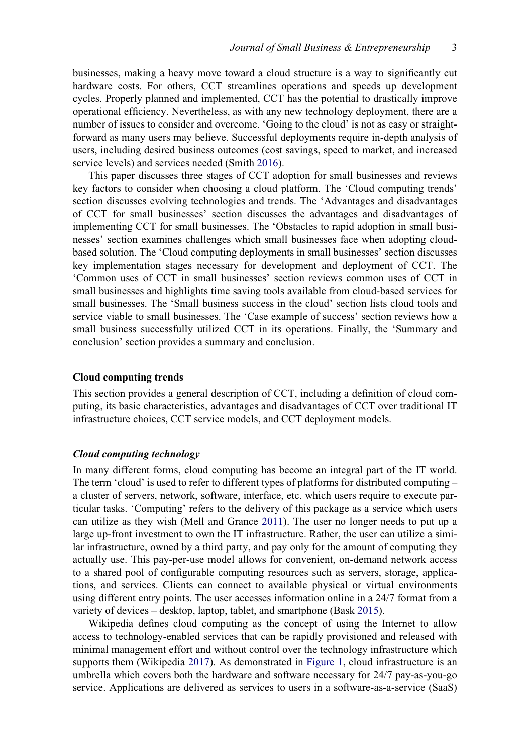businesses, making a heavy move toward a cloud structure is a way to significantly cut hardware costs. For others, CCT streamlines operations and speeds up development cycles. Properly planned and implemented, CCT has the potential to drastically improve operational efficiency. Nevertheless, as with any new technology deployment, there are a number of issues to consider and overcome. 'Going to the cloud' is not as easy or straightforward as many users may believe. Successful deployments require in-depth analysis of users, including desired business outcomes (cost savings, speed to market, and increased service levels) and services needed (Smith 2016).

This paper discusses three stages of CCT adoption for small businesses and reviews key factors to consider when choosing a cloud platform. The 'Cloud computing trends' section discusses evolving technologies and trends. The 'Advantages and disadvantages of CCT for small businesses' section discusses the advantages and disadvantages of implementing CCT for small businesses. The 'Obstacles to rapid adoption in small businesses' section examines challenges which small businesses face when adopting cloud-based solution. The 'Cloud computing deployments in small businesses' section discusses key implementation stages necessary for development and deployment of CCT. The 'Common uses of CCT in small businesses' section reviews common uses of CCT in small businesses and highlights time saving tools available from cloud-based services for small businesses. The 'Small business success in the cloud' section lists cloud tools and service viable to small businesses. The 'Case example of success' section reviews how a small business successfully utilized CCT in its operations. Finally, the 'Summary and conclusion' section provides a summary and conclusion.

## Cloud computing trends

This section provides a general description of CCT, including a definition of cloud computing, its basic characteristics, advantages and disadvantages of CCT over traditional IT infrastructure choices, CCT service models, and CCT deployment models.

### *Cloud computing technology*

In many different forms, cloud computing has become an integral part of the IT world. The term 'cloud' is used to refer to different types of platforms for distributed computing – a cluster of servers, network, software, interface, etc. which users require to execute particular tasks. 'Computing' refers to the delivery of this package as a service which users can utilize as they wish (Mell and Grance 2011). The user no longer needs to put up a large up-front investment to own the IT infrastructure. Rather, the user can utilize a similar infrastructure, owned by a third party, and pay only for the amount of computing they actually use. This pay-per-use model allows for convenient, on-demand network access to a shared pool of configurable computing resources such as servers, storage, applications, and services. Clients can connect to available physical or virtual environments using different entry points. The user accesses information online in a 24/7 format from a variety of devices – desktop, laptop, tablet, and smartphone (Bask 2015).

Wikipedia defines cloud computing as the concept of using the Internet to allow access to technology-enabled services that can be rapidly provisioned and released with minimal management effort and without control over the technology infrastructure which supports them (Wikipedia 2017). As demonstrated in Figure 1, cloud infrastructure is an umbrella which covers both the hardware and software necessary for 24/7 pay-as-you-go service. Applications are delivered as services to users in a software-as-a-service (SaaS)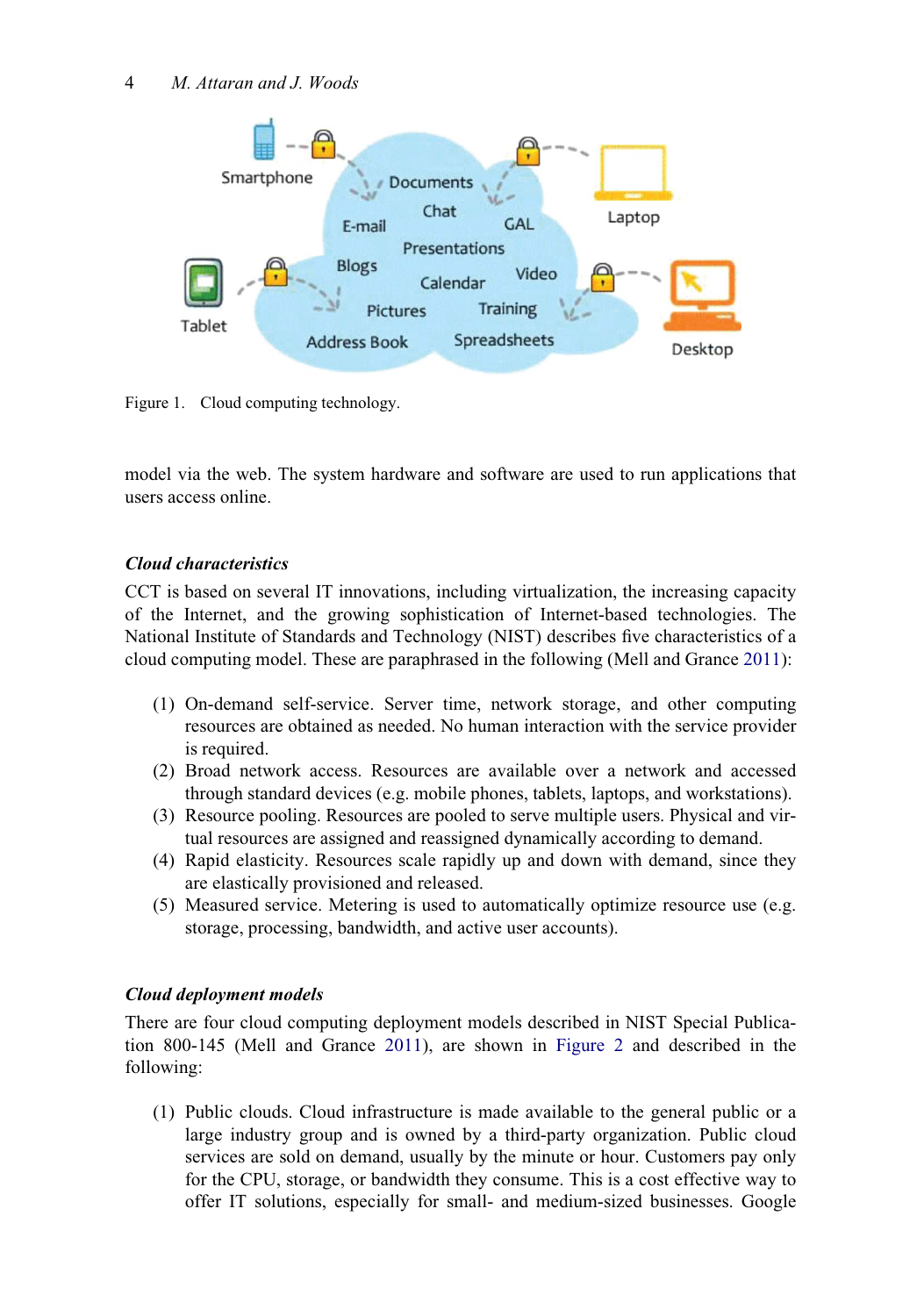Smartphone

Documents

Chat

GAL

Laptop

E-mail

Presentations

Blogs

Video

Calendar

Tablet

Pictures

Training

Address Book

Spreadsheets

Desktop

Figure 1. Cloud computing technology.

model via the web. The system hardware and software are used to run applications that users access online.

### *Cloud characteristics*

CCT is based on several IT innovations, including virtualization, the increasing capacity of the Internet, and the growing sophistication of Internet-based technologies. The National Institute of Standards and Technology (NIST) describes five characteristics of a cloud computing model. These are paraphrased in the following (Mell and Grance 2011):

(1) On-demand self-service. Server time, network storage, and other computing resources are obtained as needed. No human interaction with the service provider is required.
(2) Broad network access. Resources are available over a network and accessed through standard devices (e.g. mobile phones, tablets, laptops, and workstations).
(3) Resource pooling. Resources are pooled to serve multiple users. Physical and virtual resources are assigned and reassigned dynamically according to demand.
(4) Rapid elasticity. Resources scale rapidly up and down with demand, since they are elastically provisioned and released.
(5) Measured service. Metering is used to automatically optimize resource use (e.g. storage, processing, bandwidth, and active user accounts).

### *Cloud deployment models*

There are four cloud computing deployment models described in NIST Special Publication 800-145 (Mell and Grance 2011), are shown in Figure 2 and described in the following:

(1) Public clouds. Cloud infrastructure is made available to the general public or a large industry group and is owned by a third-party organization. Public cloud services are sold on demand, usually by the minute or hour. Customers pay only for the CPU, storage, or bandwidth they consume. This is a cost effective way to offer IT solutions, especially for small- and medium-sized businesses. Google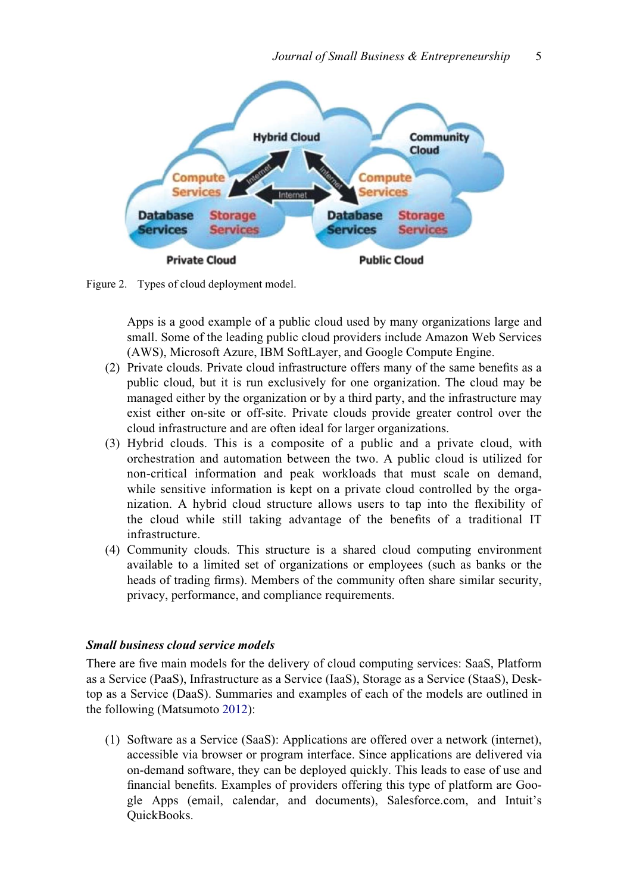Hybrid Cloud

Community Cloud

Compute Services

Internet

Internet

Internet

Compute Services

Database Services

Storage Services

Database Services

Storage Services

Private Cloud

Public Cloud

Figure 2. Types of cloud deployment model.

Apps is a good example of a public cloud used by many organizations large and small. Some of the leading public cloud providers include Amazon Web Services (AWS), Microsoft Azure, IBM SoftLayer, and Google Compute Engine.

(2) Private clouds. Private cloud infrastructure offers many of the same benefits as a public cloud, but it is run exclusively for one organization. The cloud may be managed either by the organization or by a third party, and the infrastructure may exist either on-site or off-site. Private clouds provide greater control over the cloud infrastructure and are often ideal for larger organizations.

(3) Hybrid clouds. This is a composite of a public and a private cloud, with orchestration and automation between the two. A public cloud is utilized for non-critical information and peak workloads that must scale on demand, while sensitive information is kept on a private cloud controlled by the organization. A hybrid cloud structure allows users to tap into the flexibility of the cloud while still taking advantage of the benefits of a traditional IT infrastructure.

(4) Community clouds. This structure is a shared cloud computing environment available to a limited set of organizations or employees (such as banks or the heads of trading firms). Members of the community often share similar security, privacy, performance, and compliance requirements.

### *Small business cloud service models*

There are five main models for the delivery of cloud computing services: SaaS, Platform as a Service (PaaS), Infrastructure as a Service (IaaS), Storage as a Service (StaaS), Desktop as a Service (DaaS). Summaries and examples of each of the models are outlined in the following (Matsumoto 2012):

(1) Software as a Service (SaaS): Applications are offered over a network (internet), accessible via browser or program interface. Since applications are delivered via on-demand software, they can be deployed quickly. This leads to ease of use and financial benefits. Examples of providers offering this type of platform are Google Apps (email, calendar, and documents), Salesforce.com, and Intuit's QuickBooks.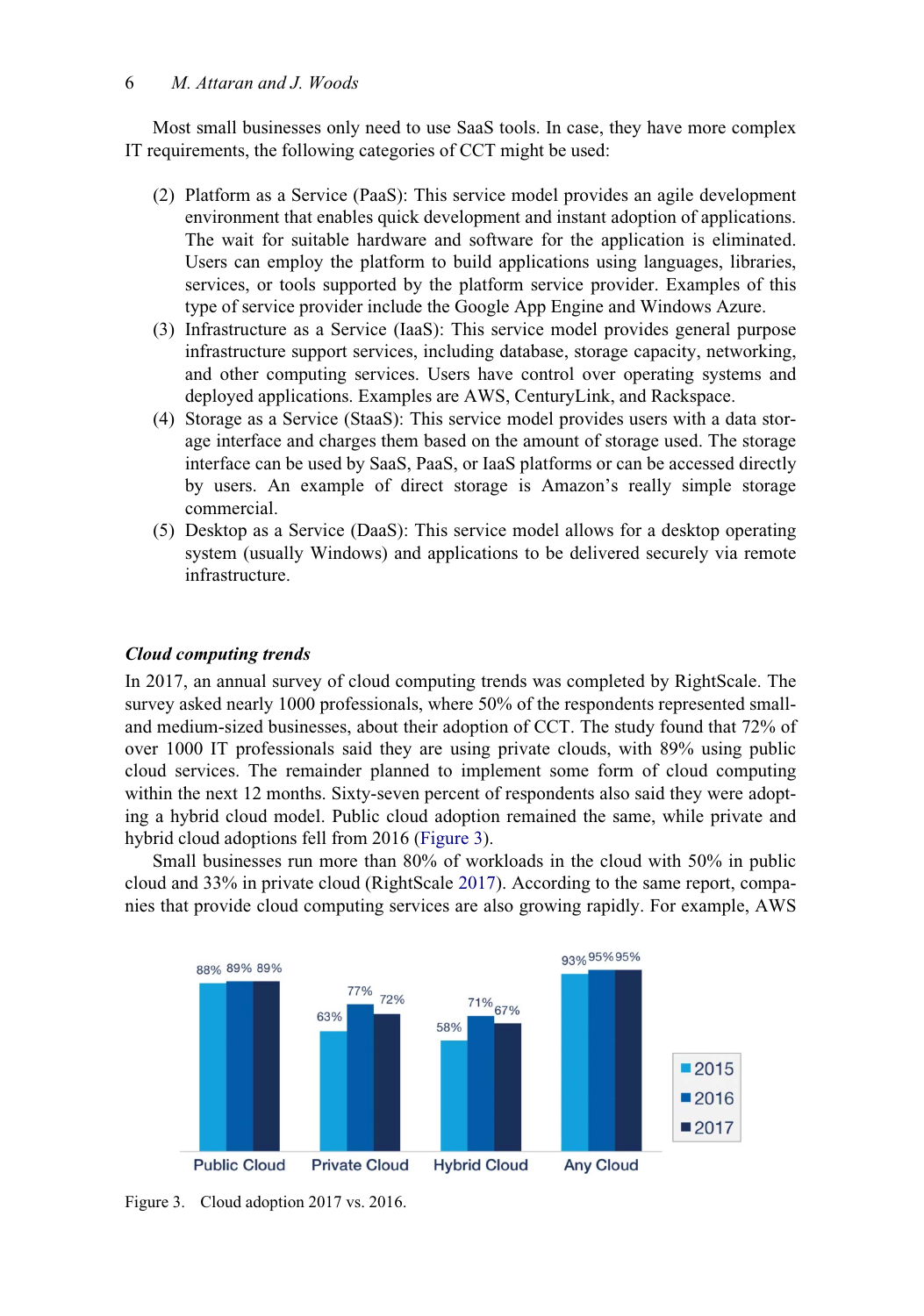Most small businesses only need to use SaaS tools. In case, they have more complex IT requirements, the following categories of CCT might be used:

(2) Platform as a Service (PaaS): This service model provides an agile development environment that enables quick development and instant adoption of applications. The wait for suitable hardware and software for the application is eliminated. Users can employ the platform to build applications using languages, libraries, services, or tools supported by the platform service provider. Examples of this type of service provider include the Google App Engine and Windows Azure.

(3) Infrastructure as a Service (IaaS): This service model provides general purpose infrastructure support services, including database, storage capacity, networking, and other computing services. Users have control over operating systems and deployed applications. Examples are AWS, CenturyLink, and Rackspace.

(4) Storage as a Service (StaaS): This service model provides users with a data storage interface and charges them based on the amount of storage used. The storage interface can be used by SaaS, PaaS, or IaaS platforms or can be accessed directly by users. An example of direct storage is Amazon's really simple storage commercial.

(5) Desktop as a Service (DaaS): This service model allows for a desktop operating system (usually Windows) and applications to be delivered securely via remote infrastructure.

### *Cloud computing trends*

In 2017, an annual survey of cloud computing trends was completed by RightScale. The survey asked nearly 1000 professionals, where 50% of the respondents represented small- and medium-sized businesses, about their adoption of CCT. The study found that 72% of over 1000 IT professionals said they are using private clouds, with 89% using public cloud services. The remainder planned to implement some form of cloud computing within the next 12 months. Sixty-seven percent of respondents also said they were adopting a hybrid cloud model. Public cloud adoption remained the same, while private and hybrid cloud adoptions fell from 2016 (Figure 3).

Small businesses run more than 80% of workloads in the cloud with 50% in public cloud and 33% in private cloud (RightScale 2017). According to the same report, companies that provide cloud computing services are also growing rapidly. For example, AWS

Public Cloud: 88% 89% 89%
Private Cloud: 63% 77% 72%
Hybrid Cloud: 58% 71% 67%
Any Cloud: 93% 95% 95%
2015
2016
2017

Figure 3. Cloud adoption 2017 vs. 2016.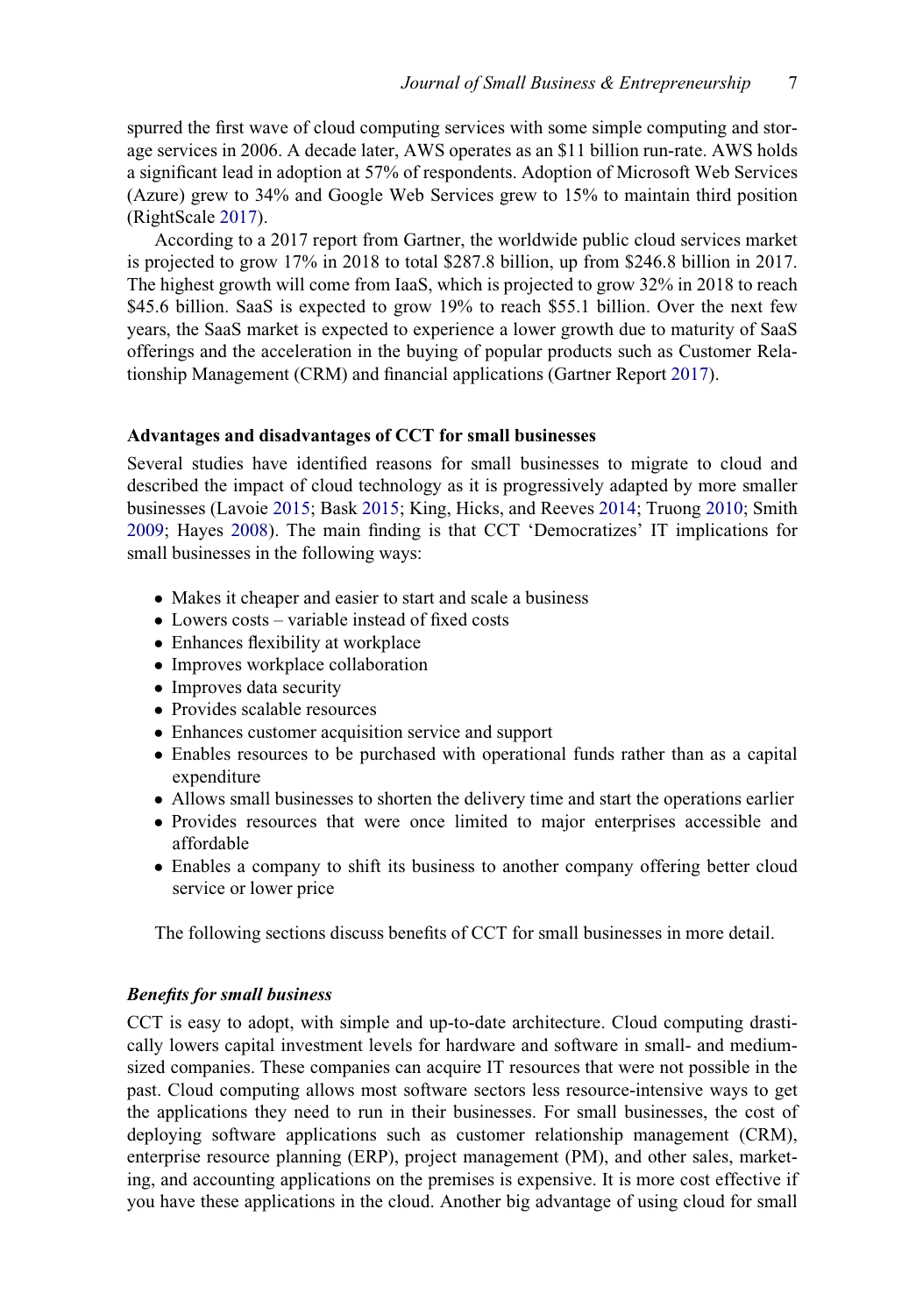spurred the first wave of cloud computing services with some simple computing and storage services in 2006. A decade later, AWS operates as an $11 billion run-rate. AWS holds a significant lead in adoption at 57% of respondents. Adoption of Microsoft Web Services (Azure) grew to 34% and Google Web Services grew to 15% to maintain third position (RightScale 2017).

According to a 2017 report from Gartner, the worldwide public cloud services market is projected to grow 17% in 2018 to total $287.8 billion, up from $246.8 billion in 2017. The highest growth will come from IaaS, which is projected to grow 32% in 2018 to reach $45.6 billion. SaaS is expected to grow 19% to reach $55.1 billion. Over the next few years, the SaaS market is expected to experience a lower growth due to maturity of SaaS offerings and the acceleration in the buying of popular products such as Customer Relationship Management (CRM) and financial applications (Gartner Report 2017).

### Advantages and disadvantages of CCT for small businesses

Several studies have identified reasons for small businesses to migrate to cloud and described the impact of cloud technology as it is progressively adapted by more smaller businesses (Lavoie 2015; Bask 2015; King, Hicks, and Reeves 2014; Truong 2010; Smith 2009; Hayes 2008). The main finding is that CCT 'Democratizes' IT implications for small businesses in the following ways:

- Makes it cheaper and easier to start and scale a business
- Lowers costs – variable instead of fixed costs
- Enhances flexibility at workplace
- Improves workplace collaboration
- Improves data security
- Provides scalable resources
- Enhances customer acquisition service and support
- Enables resources to be purchased with operational funds rather than as a capital expenditure
- Allows small businesses to shorten the delivery time and start the operations earlier
- Provides resources that were once limited to major enterprises accessible and affordable
- Enables a company to shift its business to another company offering better cloud service or lower price

The following sections discuss benefits of CCT for small businesses in more detail.

#### *Benefits for small business*

CCT is easy to adopt, with simple and up-to-date architecture. Cloud computing drastically lowers capital investment levels for hardware and software in small- and medium-sized companies. These companies can acquire IT resources that were not possible in the past. Cloud computing allows most software sectors less resource-intensive ways to get the applications they need to run in their businesses. For small businesses, the cost of deploying software applications such as customer relationship management (CRM), enterprise resource planning (ERP), project management (PM), and other sales, marketing, and accounting applications on the premises is expensive. It is more cost effective if you have these applications in the cloud. Another big advantage of using cloud for small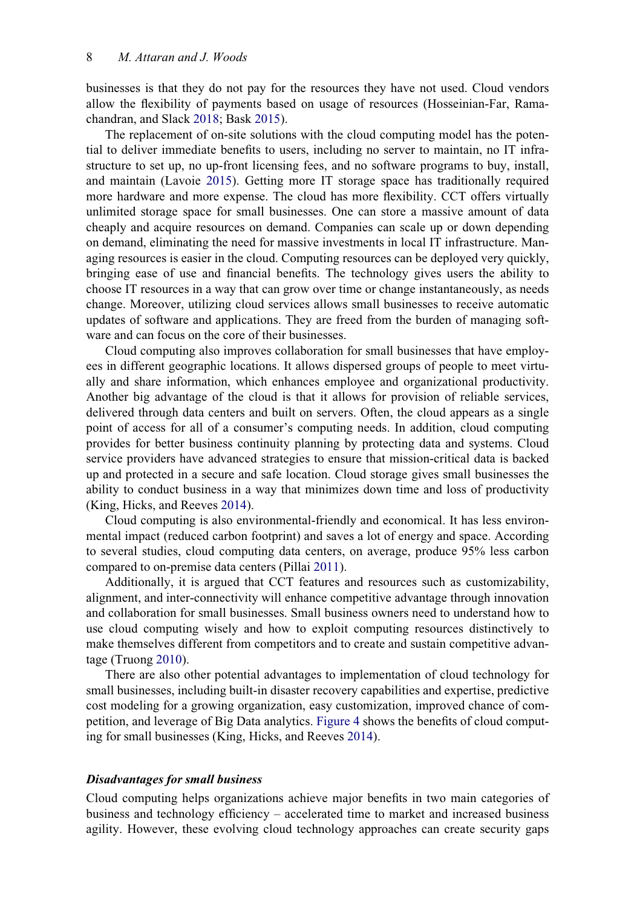businesses is that they do not pay for the resources they have not used. Cloud vendors allow the flexibility of payments based on usage of resources (Hosseinian-Far, Ramachandran, and Slack 2018; Bask 2015).

The replacement of on-site solutions with the cloud computing model has the potential to deliver immediate benefits to users, including no server to maintain, no IT infrastructure to set up, no up-front licensing fees, and no software programs to buy, install, and maintain (Lavoie 2015). Getting more IT storage space has traditionally required more hardware and more expense. The cloud has more flexibility. CCT offers virtually unlimited storage space for small businesses. One can store a massive amount of data cheaply and acquire resources on demand. Companies can scale up or down depending on demand, eliminating the need for massive investments in local IT infrastructure. Managing resources is easier in the cloud. Computing resources can be deployed very quickly, bringing ease of use and financial benefits. The technology gives users the ability to choose IT resources in a way that can grow over time or change instantaneously, as needs change. Moreover, utilizing cloud services allows small businesses to receive automatic updates of software and applications. They are freed from the burden of managing software and can focus on the core of their businesses.

Cloud computing also improves collaboration for small businesses that have employees in different geographic locations. It allows dispersed groups of people to meet virtually and share information, which enhances employee and organizational productivity. Another big advantage of the cloud is that it allows for provision of reliable services, delivered through data centers and built on servers. Often, the cloud appears as a single point of access for all of a consumer's computing needs. In addition, cloud computing provides for better business continuity planning by protecting data and systems. Cloud service providers have advanced strategies to ensure that mission-critical data is backed up and protected in a secure and safe location. Cloud storage gives small businesses the ability to conduct business in a way that minimizes down time and loss of productivity (King, Hicks, and Reeves 2014).

Cloud computing is also environmental-friendly and economical. It has less environmental impact (reduced carbon footprint) and saves a lot of energy and space. According to several studies, cloud computing data centers, on average, produce 95% less carbon compared to on-premise data centers (Pillai 2011).

Additionally, it is argued that CCT features and resources such as customizability, alignment, and inter-connectivity will enhance competitive advantage through innovation and collaboration for small businesses. Small business owners need to understand how to use cloud computing wisely and how to exploit computing resources distinctively to make themselves different from competitors and to create and sustain competitive advantage (Truong 2010).

There are also other potential advantages to implementation of cloud technology for small businesses, including built-in disaster recovery capabilities and expertise, predictive cost modeling for a growing organization, easy customization, improved chance of competition, and leverage of Big Data analytics. Figure 4 shows the benefits of cloud computing for small businesses (King, Hicks, and Reeves 2014).

### *Disadvantages for small business*

Cloud computing helps organizations achieve major benefits in two main categories of business and technology efficiency – accelerated time to market and increased business agility. However, these evolving cloud technology approaches can create security gaps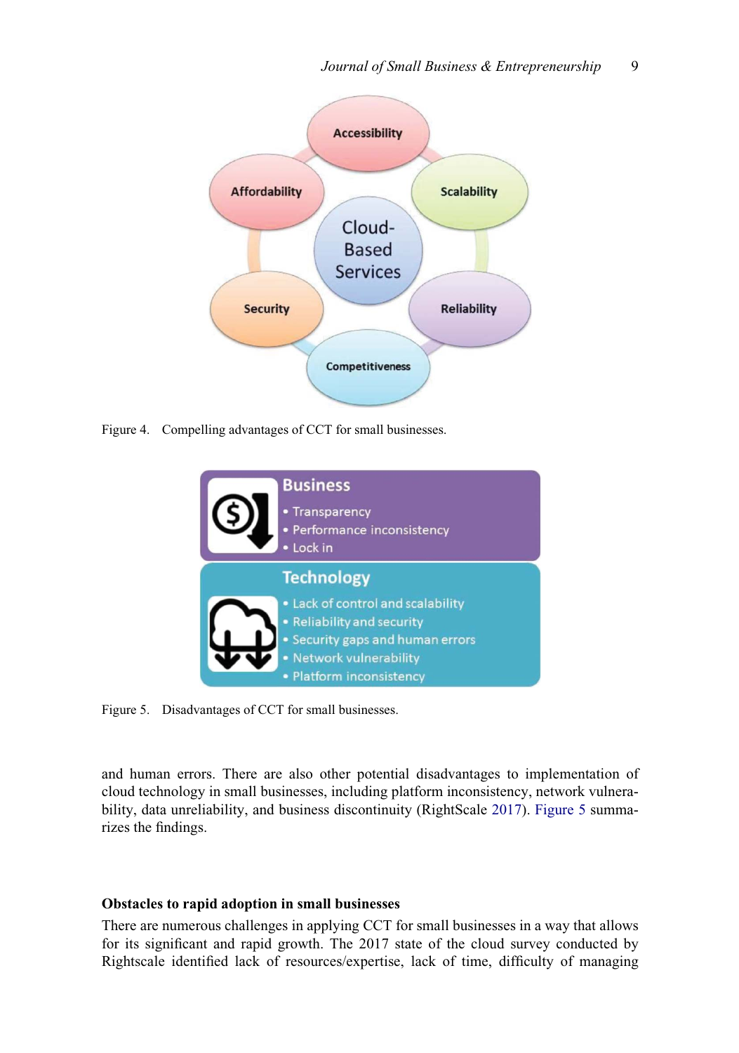Accessibility

Affordability

Scalability

Cloud-Based Services

Security

Reliability

Competitiveness

Figure 4. Compelling advantages of CCT for small businesses.

Business

- Transparency
- Performance inconsistency
- Lock in

Technology

- Lack of control and scalability
- Reliability and security
- Security gaps and human errors
- Network vulnerability
- Platform inconsistency

Figure 5. Disadvantages of CCT for small businesses.

and human errors. There are also other potential disadvantages to implementation of cloud technology in small businesses, including platform inconsistency, network vulnerability, data unreliability, and business discontinuity (RightScale 2017). Figure 5 summarizes the findings.

### Obstacles to rapid adoption in small businesses

There are numerous challenges in applying CCT for small businesses in a way that allows for its significant and rapid growth. The 2017 state of the cloud survey conducted by Rightscale identified lack of resources/expertise, lack of time, difficulty of managing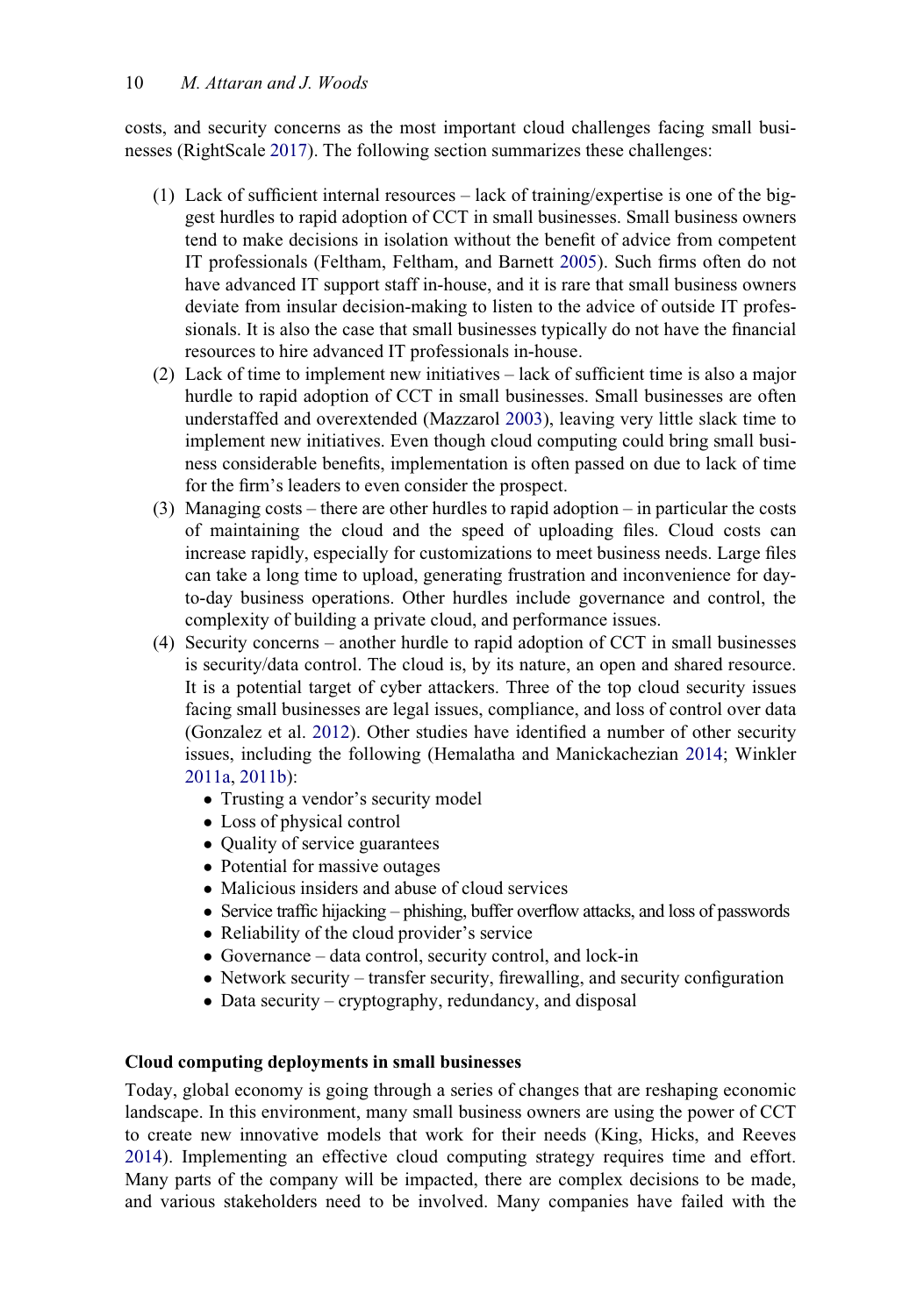costs, and security concerns as the most important cloud challenges facing small businesses (RightScale 2017). The following section summarizes these challenges:

(1) Lack of sufficient internal resources – lack of training/expertise is one of the biggest hurdles to rapid adoption of CCT in small businesses. Small business owners tend to make decisions in isolation without the benefit of advice from competent IT professionals (Feltham, Feltham, and Barnett 2005). Such firms often do not have advanced IT support staff in-house, and it is rare that small business owners deviate from insular decision-making to listen to the advice of outside IT professionals. It is also the case that small businesses typically do not have the financial resources to hire advanced IT professionals in-house.

(2) Lack of time to implement new initiatives – lack of sufficient time is also a major hurdle to rapid adoption of CCT in small businesses. Small businesses are often understaffed and overextended (Mazzarol 2003), leaving very little slack time to implement new initiatives. Even though cloud computing could bring small business considerable benefits, implementation is often passed on due to lack of time for the firm's leaders to even consider the prospect.

(3) Managing costs – there are other hurdles to rapid adoption – in particular the costs of maintaining the cloud and the speed of uploading files. Cloud costs can increase rapidly, especially for customizations to meet business needs. Large files can take a long time to upload, generating frustration and inconvenience for day-to-day business operations. Other hurdles include governance and control, the complexity of building a private cloud, and performance issues.

(4) Security concerns – another hurdle to rapid adoption of CCT in small businesses is security/data control. The cloud is, by its nature, an open and shared resource. It is a potential target of cyber attackers. Three of the top cloud security issues facing small businesses are legal issues, compliance, and loss of control over data (Gonzalez et al. 2012). Other studies have identified a number of other security issues, including the following (Hemalatha and Manickachezian 2014; Winkler 2011a, 2011b):
   - Trusting a vendor's security model
   - Loss of physical control
   - Quality of service guarantees
   - Potential for massive outages
   - Malicious insiders and abuse of cloud services
   - Service traffic hijacking – phishing, buffer overflow attacks, and loss of passwords
   - Reliability of the cloud provider's service
   - Governance – data control, security control, and lock-in
   - Network security – transfer security, firewalling, and security configuration
   - Data security – cryptography, redundancy, and disposal

## Cloud computing deployments in small businesses

Today, global economy is going through a series of changes that are reshaping economic landscape. In this environment, many small business owners are using the power of CCT to create new innovative models that work for their needs (King, Hicks, and Reeves 2014). Implementing an effective cloud computing strategy requires time and effort. Many parts of the company will be impacted, there are complex decisions to be made, and various stakeholders need to be involved. Many companies have failed with the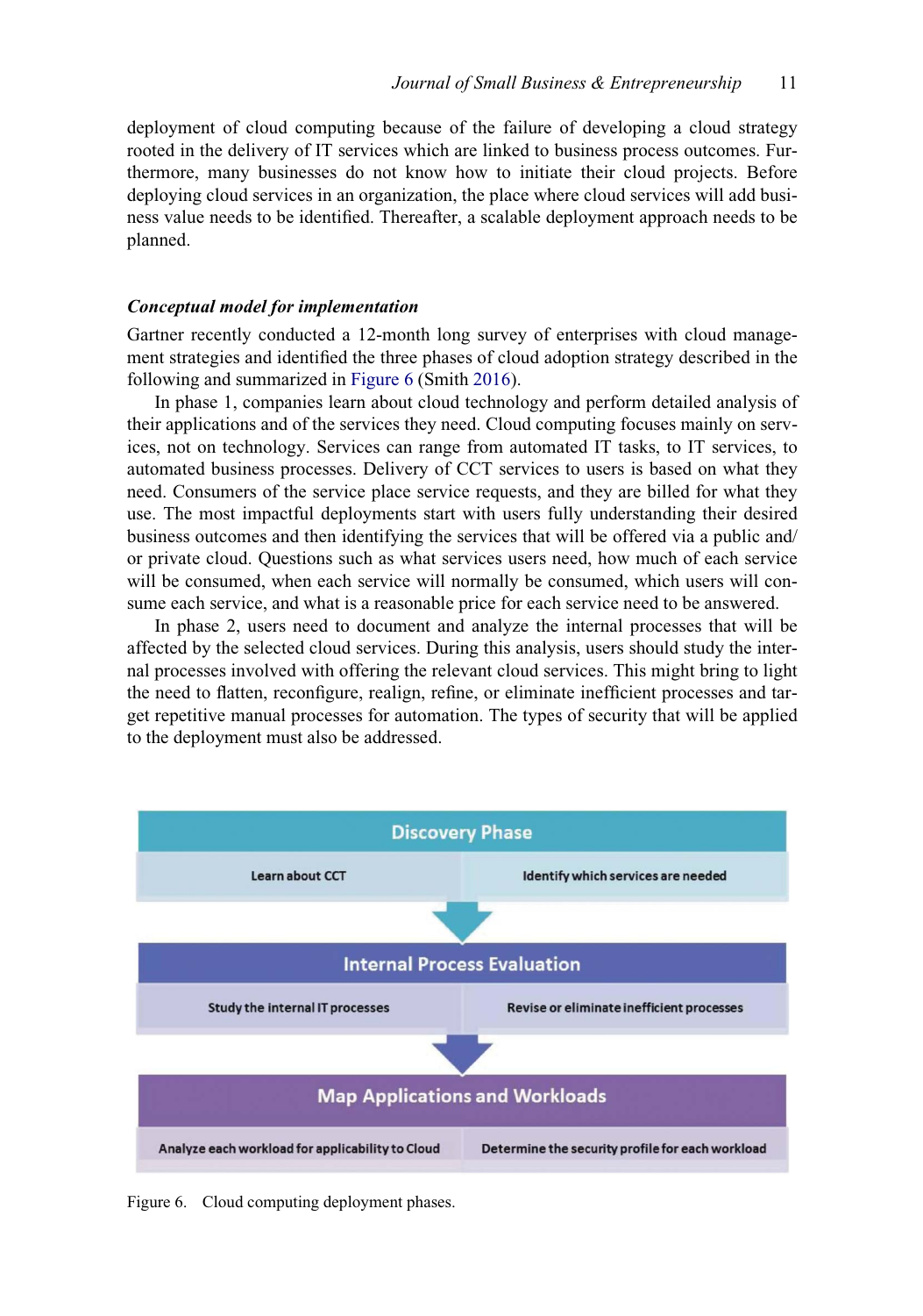deployment of cloud computing because of the failure of developing a cloud strategy rooted in the delivery of IT services which are linked to business process outcomes. Furthermore, many businesses do not know how to initiate their cloud projects. Before deploying cloud services in an organization, the place where cloud services will add business value needs to be identified. Thereafter, a scalable deployment approach needs to be planned.

### *Conceptual model for implementation*

Gartner recently conducted a 12-month long survey of enterprises with cloud management strategies and identified the three phases of cloud adoption strategy described in the following and summarized in Figure 6 (Smith 2016).

In phase 1, companies learn about cloud technology and perform detailed analysis of their applications and of the services they need. Cloud computing focuses mainly on services, not on technology. Services can range from automated IT tasks, to IT services, to automated business processes. Delivery of CCT services to users is based on what they need. Consumers of the service place service requests, and they are billed for what they use. The most impactful deployments start with users fully understanding their desired business outcomes and then identifying the services that will be offered via a public and/or private cloud. Questions such as what services users need, how much of each service will be consumed, when each service will normally be consumed, which users will consume each service, and what is a reasonable price for each service need to be answered.

In phase 2, users need to document and analyze the internal processes that will be affected by the selected cloud services. During this analysis, users should study the internal processes involved with offering the relevant cloud services. This might bring to light the need to flatten, reconfigure, realign, refine, or eliminate inefficient processes and target repetitive manual processes for automation. The types of security that will be applied to the deployment must also be addressed.

Discovery Phase
Learn about CCT
Identify which services are needed

Internal Process Evaluation
Study the internal IT processes
Revise or eliminate inefficient processes

Map Applications and Workloads
Analyze each workload for applicability to Cloud
Determine the security profile for each workload

Figure 6. Cloud computing deployment phases.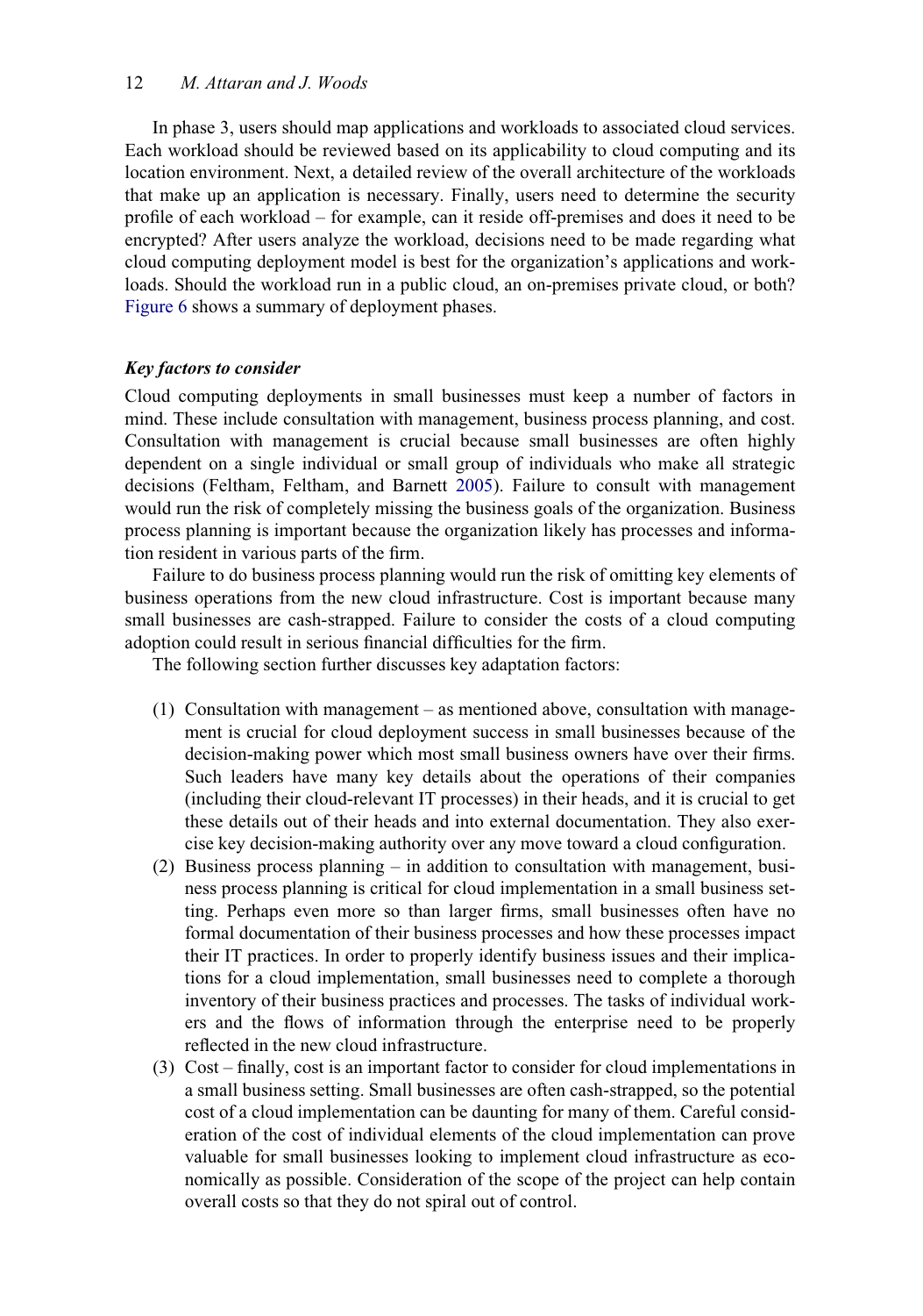In phase 3, users should map applications and workloads to associated cloud services. Each workload should be reviewed based on its applicability to cloud computing and its location environment. Next, a detailed review of the overall architecture of the workloads that make up an application is necessary. Finally, users need to determine the security profile of each workload – for example, can it reside off-premises and does it need to be encrypted? After users analyze the workload, decisions need to be made regarding what cloud computing deployment model is best for the organization's applications and workloads. Should the workload run in a public cloud, an on-premises private cloud, or both? Figure 6 shows a summary of deployment phases.

### *Key factors to consider*

Cloud computing deployments in small businesses must keep a number of factors in mind. These include consultation with management, business process planning, and cost. Consultation with management is crucial because small businesses are often highly dependent on a single individual or small group of individuals who make all strategic decisions (Feltham, Feltham, and Barnett 2005). Failure to consult with management would run the risk of completely missing the business goals of the organization. Business process planning is important because the organization likely has processes and information resident in various parts of the firm.

Failure to do business process planning would run the risk of omitting key elements of business operations from the new cloud infrastructure. Cost is important because many small businesses are cash-strapped. Failure to consider the costs of a cloud computing adoption could result in serious financial difficulties for the firm.

The following section further discusses key adaptation factors:

(1) Consultation with management – as mentioned above, consultation with management is crucial for cloud deployment success in small businesses because of the decision-making power which most small business owners have over their firms. Such leaders have many key details about the operations of their companies (including their cloud-relevant IT processes) in their heads, and it is crucial to get these details out of their heads and into external documentation. They also exercise key decision-making authority over any move toward a cloud configuration.
(2) Business process planning – in addition to consultation with management, business process planning is critical for cloud implementation in a small business setting. Perhaps even more so than larger firms, small businesses often have no formal documentation of their business processes and how these processes impact their IT practices. In order to properly identify business issues and their implications for a cloud implementation, small businesses need to complete a thorough inventory of their business practices and processes. The tasks of individual workers and the flows of information through the enterprise need to be properly reflected in the new cloud infrastructure.
(3) Cost – finally, cost is an important factor to consider for cloud implementations in a small business setting. Small businesses are often cash-strapped, so the potential cost of a cloud implementation can be daunting for many of them. Careful consideration of the cost of individual elements of the cloud implementation can prove valuable for small businesses looking to implement cloud infrastructure as economically as possible. Consideration of the scope of the project can help contain overall costs so that they do not spiral out of control.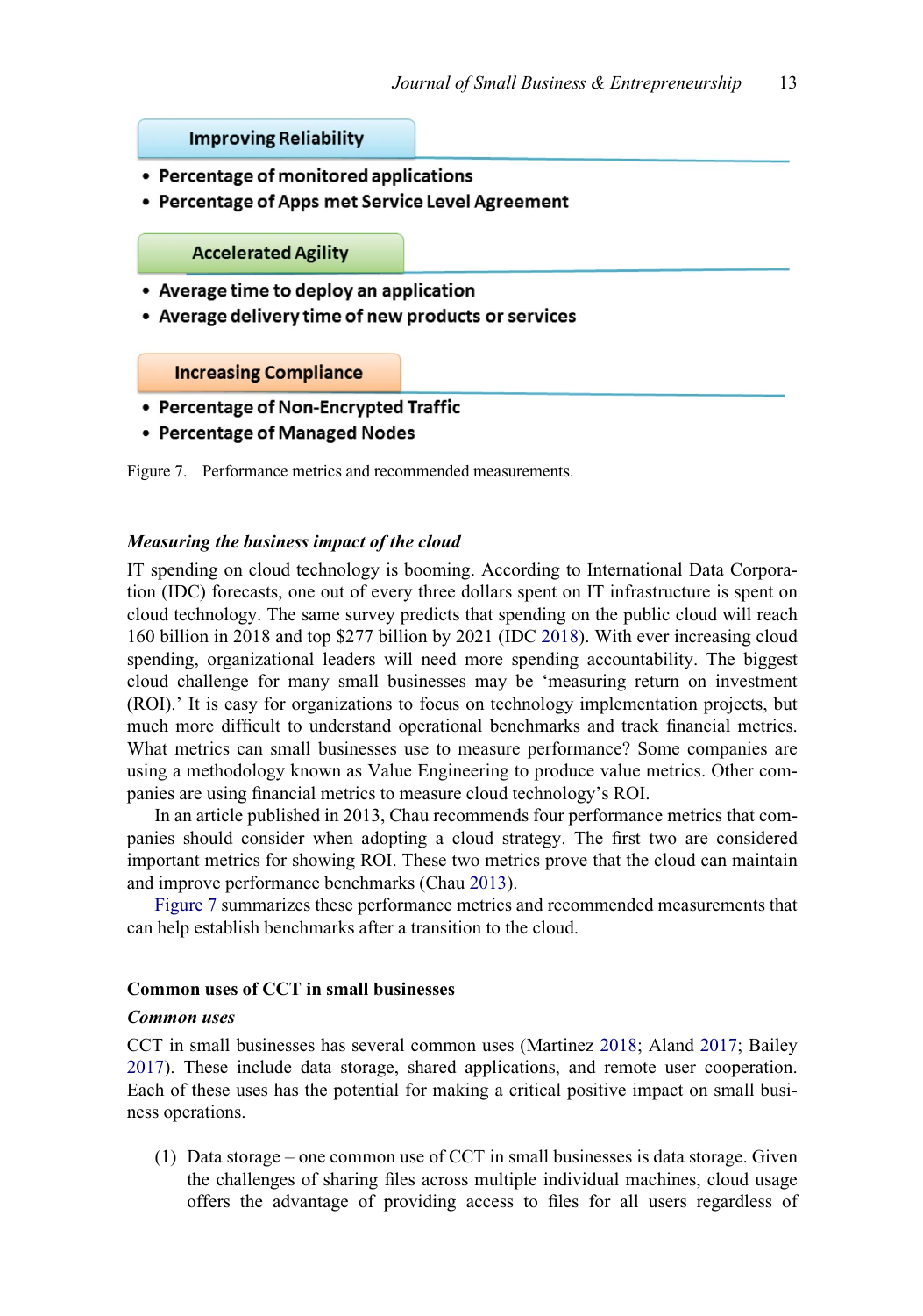Improving Reliability

- Percentage of monitored applications
- Percentage of Apps met Service Level Agreement

Accelerated Agility

- Average time to deploy an application
- Average delivery time of new products or services

Increasing Compliance

- Percentage of Non-Encrypted Traffic
- Percentage of Managed Nodes

Figure 7. Performance metrics and recommended measurements.

### *Measuring the business impact of the cloud*

IT spending on cloud technology is booming. According to International Data Corporation (IDC) forecasts, one out of every three dollars spent on IT infrastructure is spent on cloud technology. The same survey predicts that spending on the public cloud will reach 160 billion in 2018 and top $277 billion by 2021 (IDC 2018). With ever increasing cloud spending, organizational leaders will need more spending accountability. The biggest cloud challenge for many small businesses may be 'measuring return on investment (ROI).' It is easy for organizations to focus on technology implementation projects, but much more difficult to understand operational benchmarks and track financial metrics. What metrics can small businesses use to measure performance? Some companies are using a methodology known as Value Engineering to produce value metrics. Other companies are using financial metrics to measure cloud technology's ROI.

In an article published in 2013, Chau recommends four performance metrics that companies should consider when adopting a cloud strategy. The first two are considered important metrics for showing ROI. These two metrics prove that the cloud can maintain and improve performance benchmarks (Chau 2013).

Figure 7 summarizes these performance metrics and recommended measurements that can help establish benchmarks after a transition to the cloud.

## Common uses of CCT in small businesses

### *Common uses*

CCT in small businesses has several common uses (Martinez 2018; Aland 2017; Bailey 2017). These include data storage, shared applications, and remote user cooperation. Each of these uses has the potential for making a critical positive impact on small business operations.

(1) Data storage – one common use of CCT in small businesses is data storage. Given the challenges of sharing files across multiple individual machines, cloud usage offers the advantage of providing access to files for all users regardless of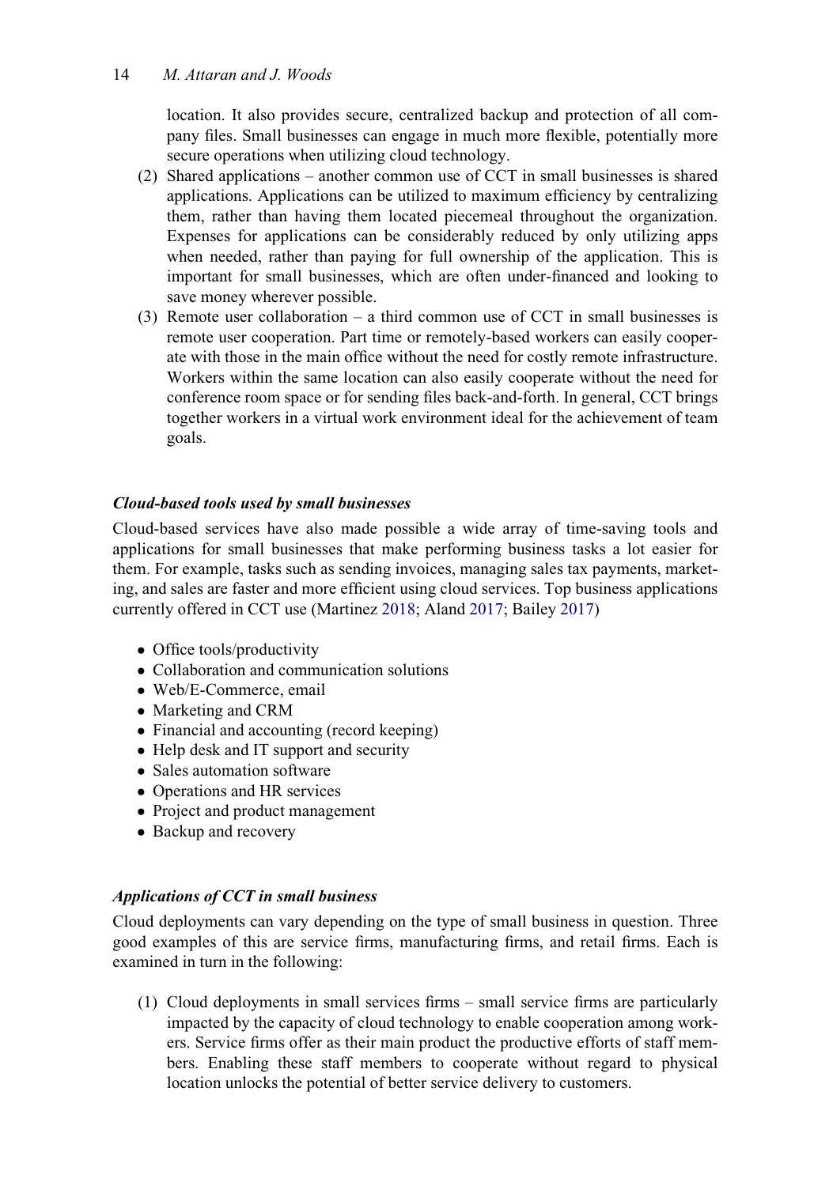location. It also provides secure, centralized backup and protection of all company files. Small businesses can engage in much more flexible, potentially more secure operations when utilizing cloud technology.

(2) Shared applications – another common use of CCT in small businesses is shared applications. Applications can be utilized to maximum efficiency by centralizing them, rather than having them located piecemeal throughout the organization. Expenses for applications can be considerably reduced by only utilizing apps when needed, rather than paying for full ownership of the application. This is important for small businesses, which are often under-financed and looking to save money wherever possible.

(3) Remote user collaboration – a third common use of CCT in small businesses is remote user cooperation. Part time or remotely-based workers can easily cooperate with those in the main office without the need for costly remote infrastructure. Workers within the same location can also easily cooperate without the need for conference room space or for sending files back-and-forth. In general, CCT brings together workers in a virtual work environment ideal for the achievement of team goals.

### *Cloud-based tools used by small businesses*

Cloud-based services have also made possible a wide array of time-saving tools and applications for small businesses that make performing business tasks a lot easier for them. For example, tasks such as sending invoices, managing sales tax payments, marketing, and sales are faster and more efficient using cloud services. Top business applications currently offered in CCT use (Martinez 2018; Aland 2017; Bailey 2017)

- Office tools/productivity
- Collaboration and communication solutions
- Web/E-Commerce, email
- Marketing and CRM
- Financial and accounting (record keeping)
- Help desk and IT support and security
- Sales automation software
- Operations and HR services
- Project and product management
- Backup and recovery

### *Applications of CCT in small business*

Cloud deployments can vary depending on the type of small business in question. Three good examples of this are service firms, manufacturing firms, and retail firms. Each is examined in turn in the following:

(1) Cloud deployments in small services firms – small service firms are particularly impacted by the capacity of cloud technology to enable cooperation among workers. Service firms offer as their main product the productive efforts of staff members. Enabling these staff members to cooperate without regard to physical location unlocks the potential of better service delivery to customers.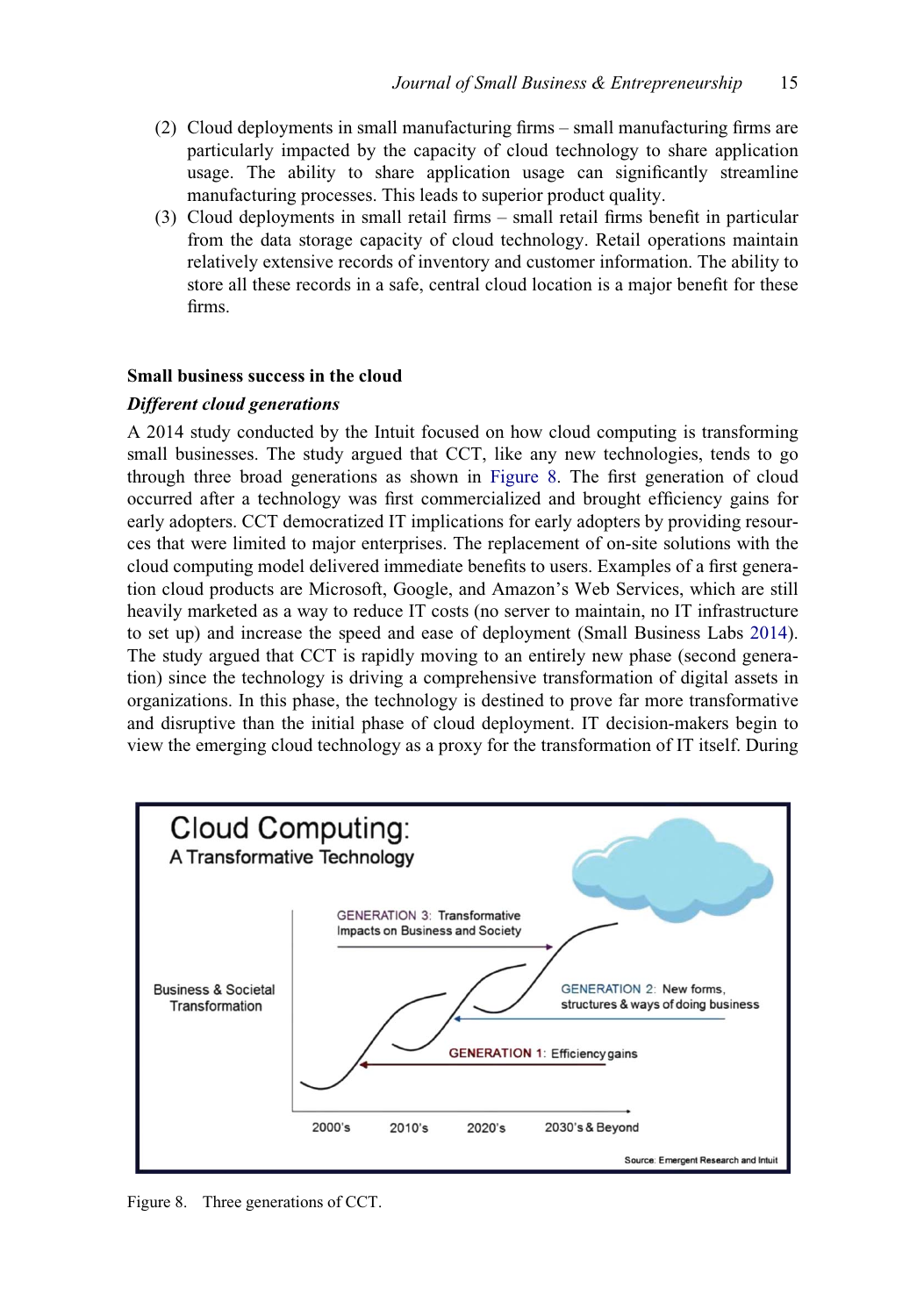(2) Cloud deployments in small manufacturing firms – small manufacturing firms are particularly impacted by the capacity of cloud technology to share application usage. The ability to share application usage can significantly streamline manufacturing processes. This leads to superior product quality.
(3) Cloud deployments in small retail firms – small retail firms benefit in particular from the data storage capacity of cloud technology. Retail operations maintain relatively extensive records of inventory and customer information. The ability to store all these records in a safe, central cloud location is a major benefit for these firms.

## Small business success in the cloud

### *Different cloud generations*

A 2014 study conducted by the Intuit focused on how cloud computing is transforming small businesses. The study argued that CCT, like any new technologies, tends to go through three broad generations as shown in Figure 8. The first generation of cloud occurred after a technology was first commercialized and brought efficiency gains for early adopters. CCT democratized IT implications for early adopters by providing resources that were limited to major enterprises. The replacement of on-site solutions with the cloud computing model delivered immediate benefits to users. Examples of a first generation cloud products are Microsoft, Google, and Amazon's Web Services, which are still heavily marketed as a way to reduce IT costs (no server to maintain, no IT infrastructure to set up) and increase the speed and ease of deployment (Small Business Labs 2014). The study argued that CCT is rapidly moving to an entirely new phase (second generation) since the technology is driving a comprehensive transformation of digital assets in organizations. In this phase, the technology is destined to prove far more transformative and disruptive than the initial phase of cloud deployment. IT decision-makers begin to view the emerging cloud technology as a proxy for the transformation of IT itself. During

Cloud Computing:
A Transformative Technology

Business & Societal Transformation

GENERATION 3: Transformative Impacts on Business and Society

GENERATION 2: New forms, structures & ways of doing business

GENERATION 1: Efficiency gains

2000's
2010's
2020's
2030's & Beyond

Source: Emergent Research and Intuit

Figure 8. Three generations of CCT.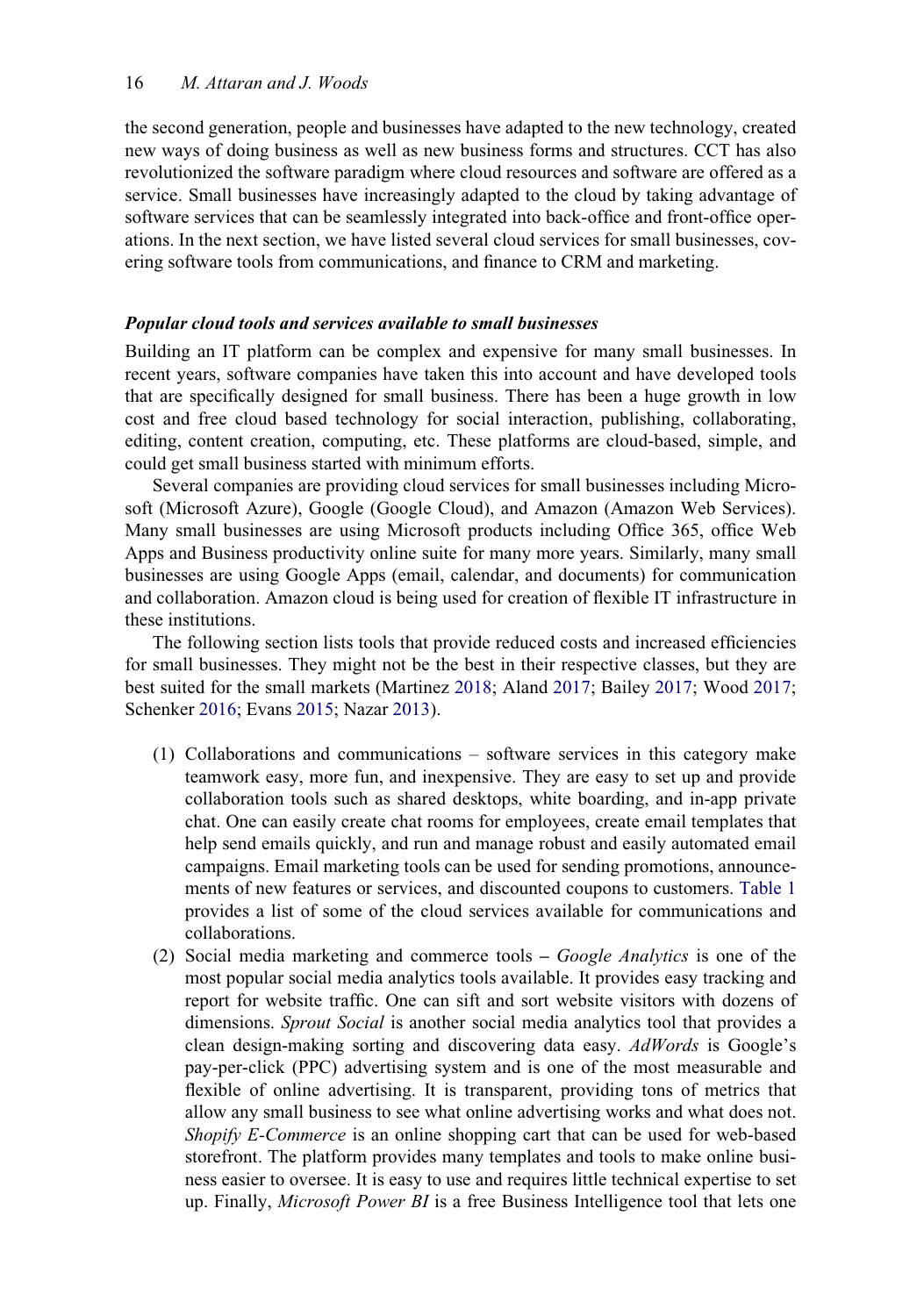the second generation, people and businesses have adapted to the new technology, created new ways of doing business as well as new business forms and structures. CCT has also revolutionized the software paradigm where cloud resources and software are offered as a service. Small businesses have increasingly adapted to the cloud by taking advantage of software services that can be seamlessly integrated into back-office and front-office operations. In the next section, we have listed several cloud services for small businesses, covering software tools from communications, and finance to CRM and marketing.

### *Popular cloud tools and services available to small businesses*

Building an IT platform can be complex and expensive for many small businesses. In recent years, software companies have taken this into account and have developed tools that are specifically designed for small business. There has been a huge growth in low cost and free cloud based technology for social interaction, publishing, collaborating, editing, content creation, computing, etc. These platforms are cloud-based, simple, and could get small business started with minimum efforts.

Several companies are providing cloud services for small businesses including Microsoft (Microsoft Azure), Google (Google Cloud), and Amazon (Amazon Web Services). Many small businesses are using Microsoft products including Office 365, office Web Apps and Business productivity online suite for many more years. Similarly, many small businesses are using Google Apps (email, calendar, and documents) for communication and collaboration. Amazon cloud is being used for creation of flexible IT infrastructure in these institutions.

The following section lists tools that provide reduced costs and increased efficiencies for small businesses. They might not be the best in their respective classes, but they are best suited for the small markets (Martinez 2018; Aland 2017; Bailey 2017; Wood 2017; Schenker 2016; Evans 2015; Nazar 2013).

(1) Collaborations and communications – software services in this category make teamwork easy, more fun, and inexpensive. They are easy to set up and provide collaboration tools such as shared desktops, white boarding, and in-app private chat. One can easily create chat rooms for employees, create email templates that help send emails quickly, and run and manage robust and easily automated email campaigns. Email marketing tools can be used for sending promotions, announcements of new features or services, and discounted coupons to customers. Table 1 provides a list of some of the cloud services available for communications and collaborations.

(2) Social media marketing and commerce tools **–** *Google Analytics* is one of the most popular social media analytics tools available. It provides easy tracking and report for website traffic. One can sift and sort website visitors with dozens of dimensions. *Sprout Social* is another social media analytics tool that provides a clean design-making sorting and discovering data easy. *AdWords* is Google's pay-per-click (PPC) advertising system and is one of the most measurable and flexible of online advertising. It is transparent, providing tons of metrics that allow any small business to see what online advertising works and what does not. *Shopify E-Commerce* is an online shopping cart that can be used for web-based storefront. The platform provides many templates and tools to make online business easier to oversee. It is easy to use and requires little technical expertise to set up. Finally, *Microsoft Power BI* is a free Business Intelligence tool that lets one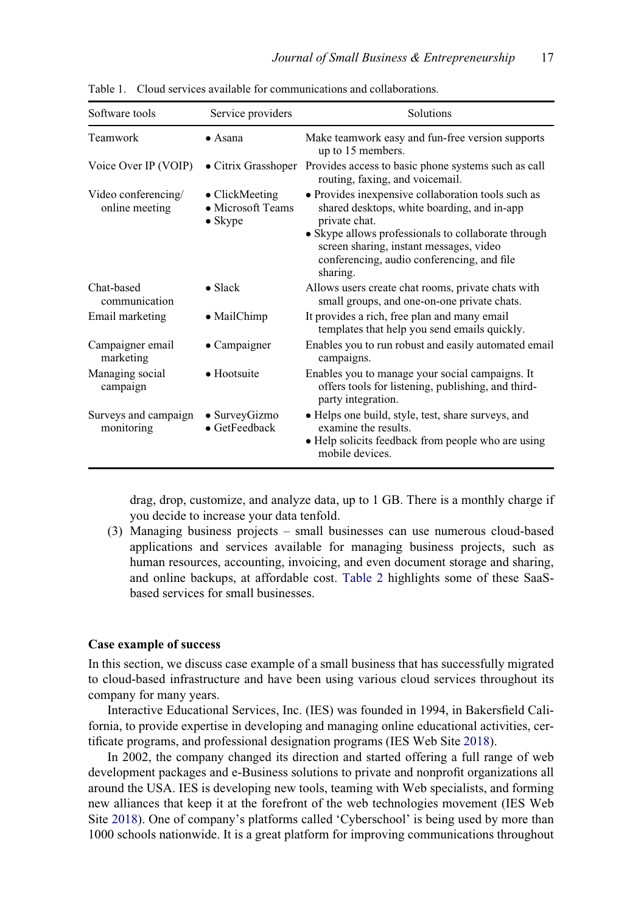Table 1. Cloud services available for communications and collaborations.

| Software tools | Service providers | Solutions |
|---|---|---|
| Teamwork | • Asana | Make teamwork easy and fun-free version supports up to 15 members. |
| Voice Over IP (VOIP) | • Citrix Grasshoper | Provides access to basic phone systems such as call routing, faxing, and voicemail. |
| Video conferencing/ online meeting | • ClickMeeting<br>• Microsoft Teams<br>• Skype | • Provides inexpensive collaboration tools such as shared desktops, white boarding, and in-app private chat.<br>• Skype allows professionals to collaborate through screen sharing, instant messages, video conferencing, audio conferencing, and file sharing. |
| Chat-based communication | • Slack | Allows users create chat rooms, private chats with small groups, and one-on-one private chats. |
| Email marketing | • MailChimp | It provides a rich, free plan and many email templates that help you send emails quickly. |
| Campaigner email marketing | • Campaigner | Enables you to run robust and easily automated email campaigns. |
| Managing social campaign | • Hootsuite | Enables you to manage your social campaigns. It offers tools for listening, publishing, and third-party integration. |
| Surveys and campaign monitoring | • SurveyGizmo<br>• GetFeedback | • Helps one build, style, test, share surveys, and examine the results.<br>• Help solicits feedback from people who are using mobile devices. |

drag, drop, customize, and analyze data, up to 1 GB. There is a monthly charge if you decide to increase your data tenfold.

(3) Managing business projects – small businesses can use numerous cloud-based applications and services available for managing business projects, such as human resources, accounting, invoicing, and even document storage and sharing, and online backups, at affordable cost. Table 2 highlights some of these SaaS-based services for small businesses.

### Case example of success

In this section, we discuss case example of a small business that has successfully migrated to cloud-based infrastructure and have been using various cloud services throughout its company for many years.

Interactive Educational Services, Inc. (IES) was founded in 1994, in Bakersfield California, to provide expertise in developing and managing online educational activities, certificate programs, and professional designation programs (IES Web Site 2018).

In 2002, the company changed its direction and started offering a full range of web development packages and e-Business solutions to private and nonprofit organizations all around the USA. IES is developing new tools, teaming with Web specialists, and forming new alliances that keep it at the forefront of the web technologies movement (IES Web Site 2018). One of company's platforms called 'Cyberschool' is being used by more than 1000 schools nationwide. It is a great platform for improving communications throughout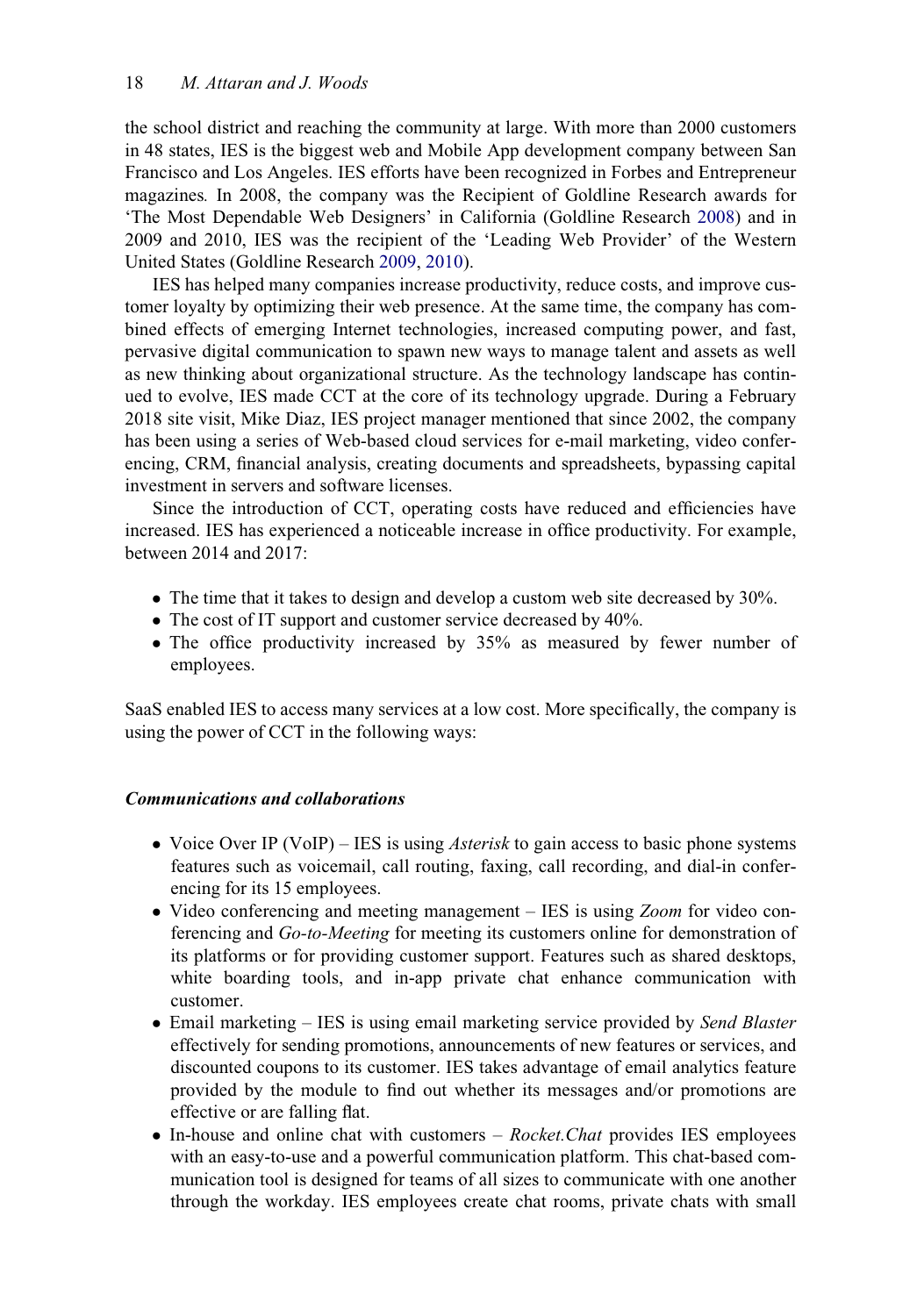the school district and reaching the community at large. With more than 2000 customers in 48 states, IES is the biggest web and Mobile App development company between San Francisco and Los Angeles. IES efforts have been recognized in Forbes and Entrepreneur magazines. In 2008, the company was the Recipient of Goldline Research awards for 'The Most Dependable Web Designers' in California (Goldline Research 2008) and in 2009 and 2010, IES was the recipient of the 'Leading Web Provider' of the Western United States (Goldline Research 2009, 2010).

IES has helped many companies increase productivity, reduce costs, and improve customer loyalty by optimizing their web presence. At the same time, the company has combined effects of emerging Internet technologies, increased computing power, and fast, pervasive digital communication to spawn new ways to manage talent and assets as well as new thinking about organizational structure. As the technology landscape has continued to evolve, IES made CCT at the core of its technology upgrade. During a February 2018 site visit, Mike Diaz, IES project manager mentioned that since 2002, the company has been using a series of Web-based cloud services for e-mail marketing, video conferencing, CRM, financial analysis, creating documents and spreadsheets, bypassing capital investment in servers and software licenses.

Since the introduction of CCT, operating costs have reduced and efficiencies have increased. IES has experienced a noticeable increase in office productivity. For example, between 2014 and 2017:

- The time that it takes to design and develop a custom web site decreased by 30%.
- The cost of IT support and customer service decreased by 40%.
- The office productivity increased by 35% as measured by fewer number of employees.

SaaS enabled IES to access many services at a low cost. More specifically, the company is using the power of CCT in the following ways:

***Communications and collaborations***

- Voice Over IP (VoIP) – IES is using *Asterisk* to gain access to basic phone systems features such as voicemail, call routing, faxing, call recording, and dial-in conferencing for its 15 employees.
- Video conferencing and meeting management – IES is using *Zoom* for video conferencing and *Go-to-Meeting* for meeting its customers online for demonstration of its platforms or for providing customer support. Features such as shared desktops, white boarding tools, and in-app private chat enhance communication with customer.
- Email marketing – IES is using email marketing service provided by *Send Blaster* effectively for sending promotions, announcements of new features or services, and discounted coupons to its customer. IES takes advantage of email analytics feature provided by the module to find out whether its messages and/or promotions are effective or are falling flat.
- In-house and online chat with customers – *Rocket.Chat* provides IES employees with an easy-to-use and a powerful communication platform. This chat-based communication tool is designed for teams of all sizes to communicate with one another through the workday. IES employees create chat rooms, private chats with small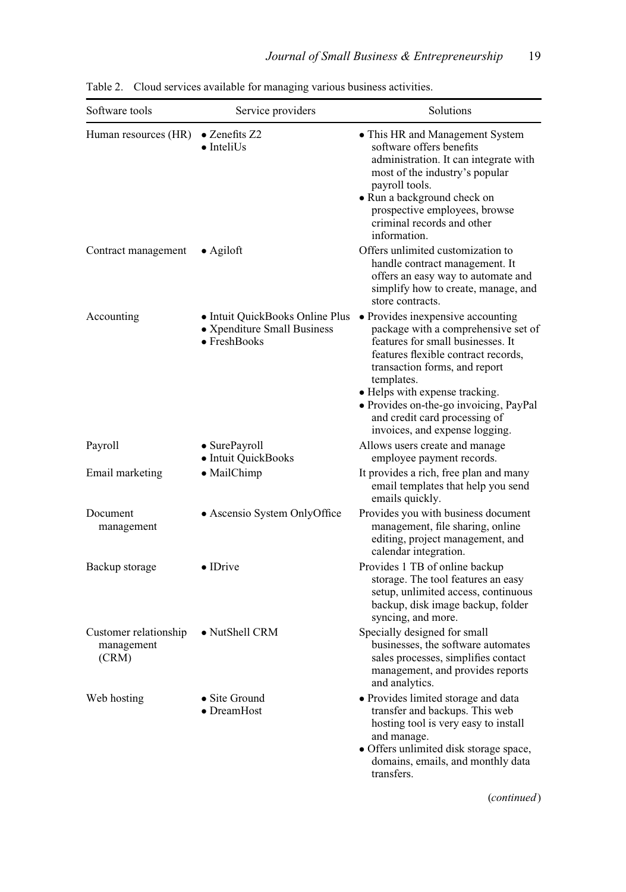Table 2. Cloud services available for managing various business activities.

| Software tools | Service providers | Solutions |
|---|---|---|
| Human resources (HR) | • Zenefits Z2<br>• InteliUs | • This HR and Management System software offers benefits administration. It can integrate with most of the industry's popular payroll tools.<br>• Run a background check on prospective employees, browse criminal records and other information. |
| Contract management | • Agiloft | Offers unlimited customization to handle contract management. It offers an easy way to automate and simplify how to create, manage, and store contracts. |
| Accounting | • Intuit QuickBooks Online Plus<br>• Xpenditure Small Business<br>• FreshBooks | • Provides inexpensive accounting package with a comprehensive set of features for small businesses. It features flexible contract records, transaction forms, and report templates.<br>• Helps with expense tracking.<br>• Provides on-the-go invoicing, PayPal and credit card processing of invoices, and expense logging. |
| Payroll | • SurePayroll<br>• Intuit QuickBooks | Allows users create and manage employee payment records. |
| Email marketing | • MailChimp | It provides a rich, free plan and many email templates that help you send emails quickly. |
| Document management | • Ascensio System OnlyOffice | Provides you with business document management, file sharing, online editing, project management, and calendar integration. |
| Backup storage | • IDrive | Provides 1 TB of online backup storage. The tool features an easy setup, unlimited access, continuous backup, disk image backup, folder syncing, and more. |
| Customer relationship management (CRM) | • NutShell CRM | Specially designed for small businesses, the software automates sales processes, simplifies contact management, and provides reports and analytics. |
| Web hosting | • Site Ground<br>• DreamHost | • Provides limited storage and data transfer and backups. This web hosting tool is very easy to install and manage.<br>• Offers unlimited disk storage space, domains, emails, and monthly data transfers. |

(*continued*)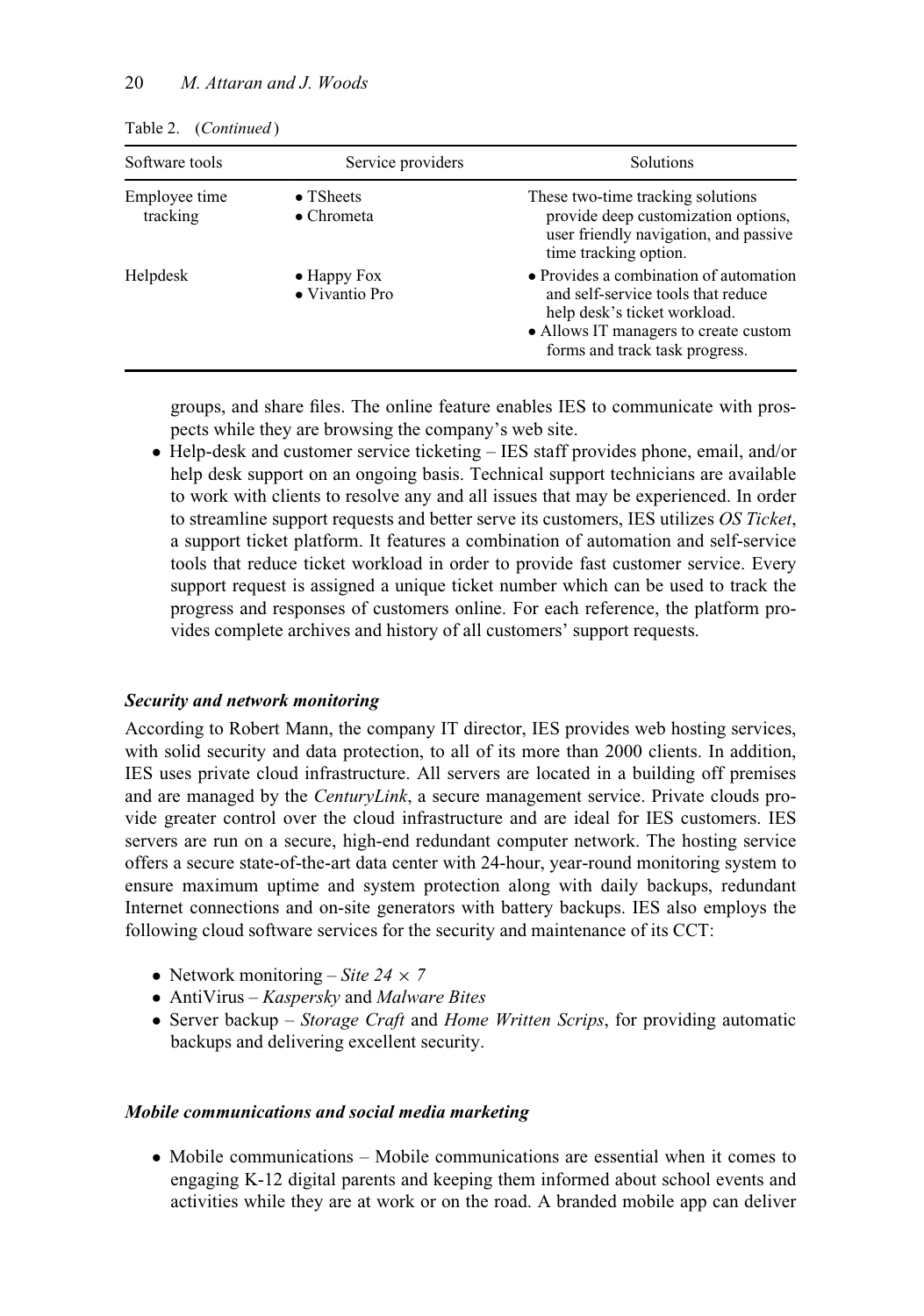Table 2. (*Continued*)

| Software tools | Service providers | Solutions |
| --- | --- | --- |
| Employee time tracking | • TSheets<br>• Chrometa | These two-time tracking solutions provide deep customization options, user friendly navigation, and passive time tracking option. |
| Helpdesk | • Happy Fox<br>• Vivantio Pro | • Provides a combination of automation and self-service tools that reduce help desk's ticket workload.<br>• Allows IT managers to create custom forms and track task progress. |

groups, and share files. The online feature enables IES to communicate with prospects while they are browsing the company's web site.

- Help-desk and customer service ticketing – IES staff provides phone, email, and/or help desk support on an ongoing basis. Technical support technicians are available to work with clients to resolve any and all issues that may be experienced. In order to streamline support requests and better serve its customers, IES utilizes *OS Ticket*, a support ticket platform. It features a combination of automation and self-service tools that reduce ticket workload in order to provide fast customer service. Every support request is assigned a unique ticket number which can be used to track the progress and responses of customers online. For each reference, the platform provides complete archives and history of all customers' support requests.

### *Security and network monitoring*

According to Robert Mann, the company IT director, IES provides web hosting services, with solid security and data protection, to all of its more than 2000 clients. In addition, IES uses private cloud infrastructure. All servers are located in a building off premises and are managed by the *CenturyLink*, a secure management service. Private clouds provide greater control over the cloud infrastructure and are ideal for IES customers. IES servers are run on a secure, high-end redundant computer network. The hosting service offers a secure state-of-the-art data center with 24-hour, year-round monitoring system to ensure maximum uptime and system protection along with daily backups, redundant Internet connections and on-site generators with battery backups. IES also employs the following cloud software services for the security and maintenance of its CCT:

- Network monitoring – *Site 24 × 7*
- AntiVirus – *Kaspersky* and *Malware Bites*
- Server backup – *Storage Craft* and *Home Written Scrips*, for providing automatic backups and delivering excellent security.

### *Mobile communications and social media marketing*

- Mobile communications – Mobile communications are essential when it comes to engaging K-12 digital parents and keeping them informed about school events and activities while they are at work or on the road. A branded mobile app can deliver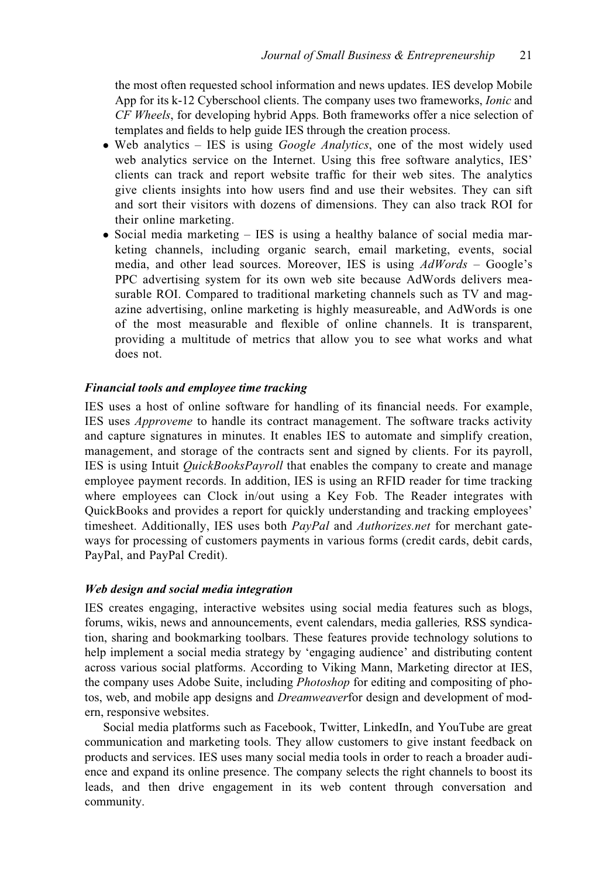the most often requested school information and news updates. IES develop Mobile App for its k-12 Cyberschool clients. The company uses two frameworks, *Ionic* and *CF Wheels*, for developing hybrid Apps. Both frameworks offer a nice selection of templates and fields to help guide IES through the creation process.

- Web analytics – IES is using *Google Analytics*, one of the most widely used web analytics service on the Internet. Using this free software analytics, IES' clients can track and report website traffic for their web sites. The analytics give clients insights into how users find and use their websites. They can sift and sort their visitors with dozens of dimensions. They can also track ROI for their online marketing.
- Social media marketing – IES is using a healthy balance of social media marketing channels, including organic search, email marketing, events, social media, and other lead sources. Moreover, IES is using *AdWords* – Google's PPC advertising system for its own web site because AdWords delivers measurable ROI. Compared to traditional marketing channels such as TV and magazine advertising, online marketing is highly measureable, and AdWords is one of the most measurable and flexible of online channels. It is transparent, providing a multitude of metrics that allow you to see what works and what does not.

### *Financial tools and employee time tracking*

IES uses a host of online software for handling of its financial needs. For example, IES uses *Approveme* to handle its contract management. The software tracks activity and capture signatures in minutes. It enables IES to automate and simplify creation, management, and storage of the contracts sent and signed by clients. For its payroll, IES is using Intuit *QuickBooksPayroll* that enables the company to create and manage employee payment records. In addition, IES is using an RFID reader for time tracking where employees can Clock in/out using a Key Fob. The Reader integrates with QuickBooks and provides a report for quickly understanding and tracking employees' timesheet. Additionally, IES uses both *PayPal* and *Authorizes.net* for merchant gateways for processing of customers payments in various forms (credit cards, debit cards, PayPal, and PayPal Credit).

### *Web design and social media integration*

IES creates engaging, interactive websites using social media features such as blogs, forums, wikis, news and announcements, event calendars, media galleries, RSS syndication, sharing and bookmarking toolbars. These features provide technology solutions to help implement a social media strategy by 'engaging audience' and distributing content across various social platforms. According to Viking Mann, Marketing director at IES, the company uses Adobe Suite, including *Photoshop* for editing and compositing of photos, web, and mobile app designs and *Dreamweaver*for design and development of modern, responsive websites.

Social media platforms such as Facebook, Twitter, LinkedIn, and YouTube are great communication and marketing tools. They allow customers to give instant feedback on products and services. IES uses many social media tools in order to reach a broader audience and expand its online presence. The company selects the right channels to boost its leads, and then drive engagement in its web content through conversation and community.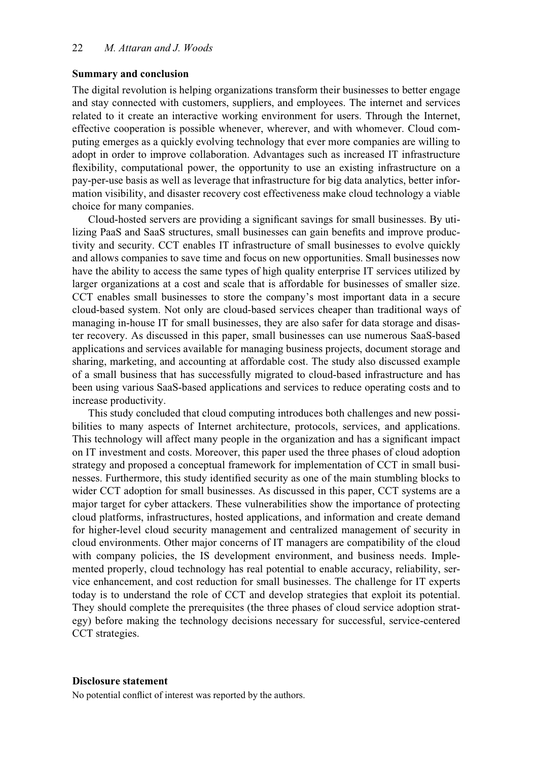## Summary and conclusion

The digital revolution is helping organizations transform their businesses to better engage and stay connected with customers, suppliers, and employees. The internet and services related to it create an interactive working environment for users. Through the Internet, effective cooperation is possible whenever, wherever, and with whomever. Cloud computing emerges as a quickly evolving technology that ever more companies are willing to adopt in order to improve collaboration. Advantages such as increased IT infrastructure flexibility, computational power, the opportunity to use an existing infrastructure on a pay-per-use basis as well as leverage that infrastructure for big data analytics, better information visibility, and disaster recovery cost effectiveness make cloud technology a viable choice for many companies.

Cloud-hosted servers are providing a significant savings for small businesses. By utilizing PaaS and SaaS structures, small businesses can gain benefits and improve productivity and security. CCT enables IT infrastructure of small businesses to evolve quickly and allows companies to save time and focus on new opportunities. Small businesses now have the ability to access the same types of high quality enterprise IT services utilized by larger organizations at a cost and scale that is affordable for businesses of smaller size. CCT enables small businesses to store the company's most important data in a secure cloud-based system. Not only are cloud-based services cheaper than traditional ways of managing in-house IT for small businesses, they are also safer for data storage and disaster recovery. As discussed in this paper, small businesses can use numerous SaaS-based applications and services available for managing business projects, document storage and sharing, marketing, and accounting at affordable cost. The study also discussed example of a small business that has successfully migrated to cloud-based infrastructure and has been using various SaaS-based applications and services to reduce operating costs and to increase productivity.

This study concluded that cloud computing introduces both challenges and new possibilities to many aspects of Internet architecture, protocols, services, and applications. This technology will affect many people in the organization and has a significant impact on IT investment and costs. Moreover, this paper used the three phases of cloud adoption strategy and proposed a conceptual framework for implementation of CCT in small businesses. Furthermore, this study identified security as one of the main stumbling blocks to wider CCT adoption for small businesses. As discussed in this paper, CCT systems are a major target for cyber attackers. These vulnerabilities show the importance of protecting cloud platforms, infrastructures, hosted applications, and information and create demand for higher-level cloud security management and centralized management of security in cloud environments. Other major concerns of IT managers are compatibility of the cloud with company policies, the IS development environment, and business needs. Implemented properly, cloud technology has real potential to enable accuracy, reliability, service enhancement, and cost reduction for small businesses. The challenge for IT experts today is to understand the role of CCT and develop strategies that exploit its potential. They should complete the prerequisites (the three phases of cloud service adoption strategy) before making the technology decisions necessary for successful, service-centered CCT strategies.

## Disclosure statement

No potential conflict of interest was reported by the authors.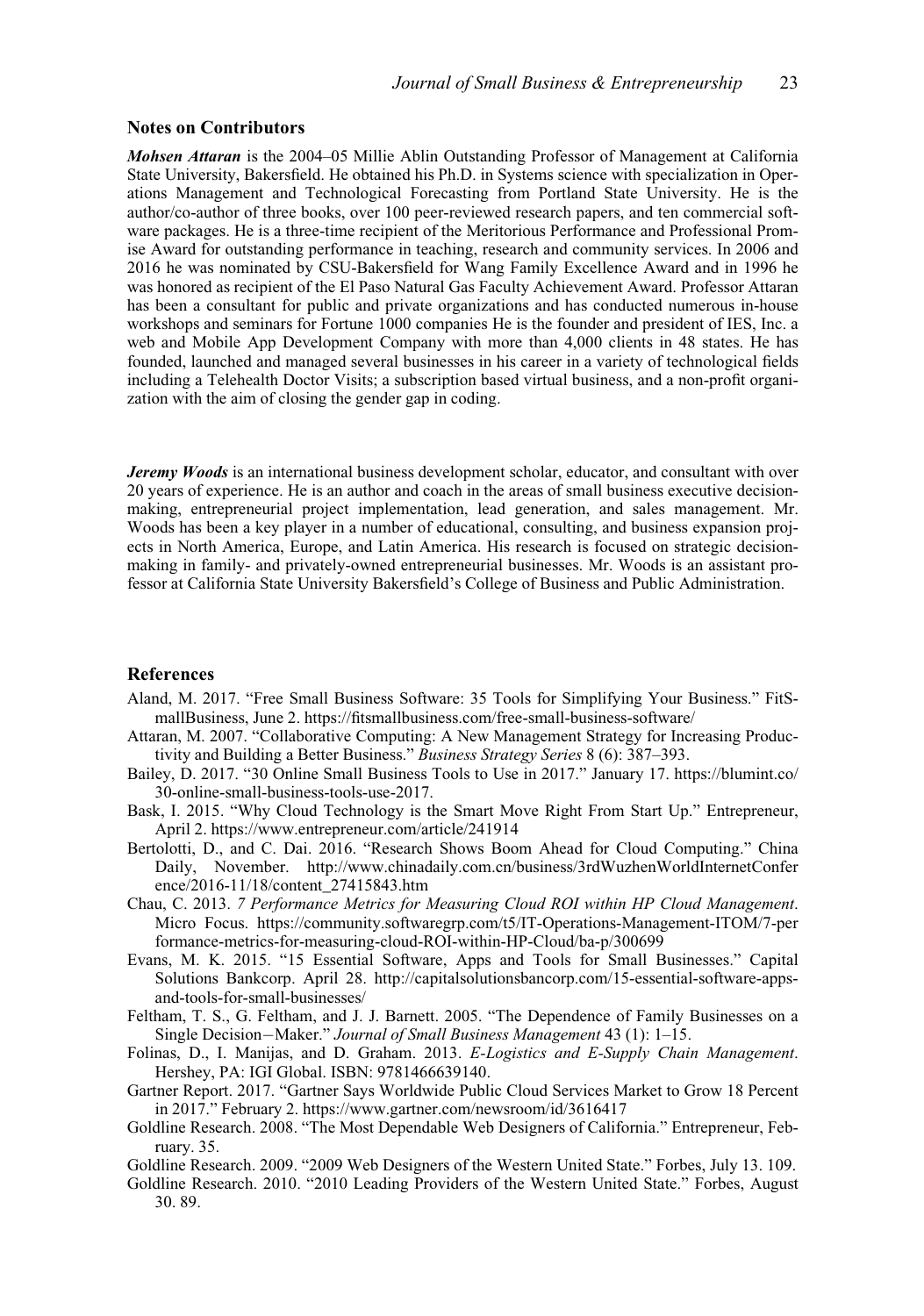## Notes on Contributors

***Mohsen Attaran*** is the 2004–05 Millie Ablin Outstanding Professor of Management at California State University, Bakersfield. He obtained his Ph.D. in Systems science with specialization in Operations Management and Technological Forecasting from Portland State University. He is the author/co-author of three books, over 100 peer-reviewed research papers, and ten commercial software packages. He is a three-time recipient of the Meritorious Performance and Professional Promise Award for outstanding performance in teaching, research and community services. In 2006 and 2016 he was nominated by CSU-Bakersfield for Wang Family Excellence Award and in 1996 he was honored as recipient of the El Paso Natural Gas Faculty Achievement Award. Professor Attaran has been a consultant for public and private organizations and has conducted numerous in-house workshops and seminars for Fortune 1000 companies He is the founder and president of IES, Inc. a web and Mobile App Development Company with more than 4,000 clients in 48 states. He has founded, launched and managed several businesses in his career in a variety of technological fields including a Telehealth Doctor Visits; a subscription based virtual business, and a non-profit organization with the aim of closing the gender gap in coding.

***Jeremy Woods*** is an international business development scholar, educator, and consultant with over 20 years of experience. He is an author and coach in the areas of small business executive decision-making, entrepreneurial project implementation, lead generation, and sales management. Mr. Woods has been a key player in a number of educational, consulting, and business expansion projects in North America, Europe, and Latin America. His research is focused on strategic decision-making in family- and privately-owned entrepreneurial businesses. Mr. Woods is an assistant professor at California State University Bakersfield's College of Business and Public Administration.

## References

Aland, M. 2017. "Free Small Business Software: 35 Tools for Simplifying Your Business." FitSmallBusiness, June 2. https://fitsmallbusiness.com/free-small-business-software/

Attaran, M. 2007. "Collaborative Computing: A New Management Strategy for Increasing Productivity and Building a Better Business." *Business Strategy Series* 8 (6): 387–393.

Bailey, D. 2017. "30 Online Small Business Tools to Use in 2017." January 17. https://blumint.co/30-online-small-business-tools-use-2017.

Bask, I. 2015. "Why Cloud Technology is the Smart Move Right From Start Up." Entrepreneur, April 2. https://www.entrepreneur.com/article/241914

Bertolotti, D., and C. Dai. 2016. "Research Shows Boom Ahead for Cloud Computing." China Daily, November. http://www.chinadaily.com.cn/business/3rdWuzhenWorldInternetConference/2016-11/18/content_27415843.htm

Chau, C. 2013. *7 Performance Metrics for Measuring Cloud ROI within HP Cloud Management*. Micro Focus. https://community.softwaregrp.com/t5/IT-Operations-Management-ITOM/7-performance-metrics-for-measuring-cloud-ROI-within-HP-Cloud/ba-p/300699

Evans, M. K. 2015. "15 Essential Software, Apps and Tools for Small Businesses." Capital Solutions Bankcorp. April 28. http://capitalsolutionsbancorp.com/15-essential-software-apps-and-tools-for-small-businesses/

Feltham, T. S., G. Feltham, and J. J. Barnett. 2005. "The Dependence of Family Businesses on a Single Decision−Maker." *Journal of Small Business Management* 43 (1): 1–15.

Folinas, D., I. Manijas, and D. Graham. 2013. *E-Logistics and E-Supply Chain Management*. Hershey, PA: IGI Global. ISBN: 9781466639140.

Gartner Report. 2017. "Gartner Says Worldwide Public Cloud Services Market to Grow 18 Percent in 2017." February 2. https://www.gartner.com/newsroom/id/3616417

Goldline Research. 2008. "The Most Dependable Web Designers of California." Entrepreneur, February. 35.

Goldline Research. 2009. "2009 Web Designers of the Western United State." Forbes, July 13. 109.

Goldline Research. 2010. "2010 Leading Providers of the Western United State." Forbes, August 30. 89.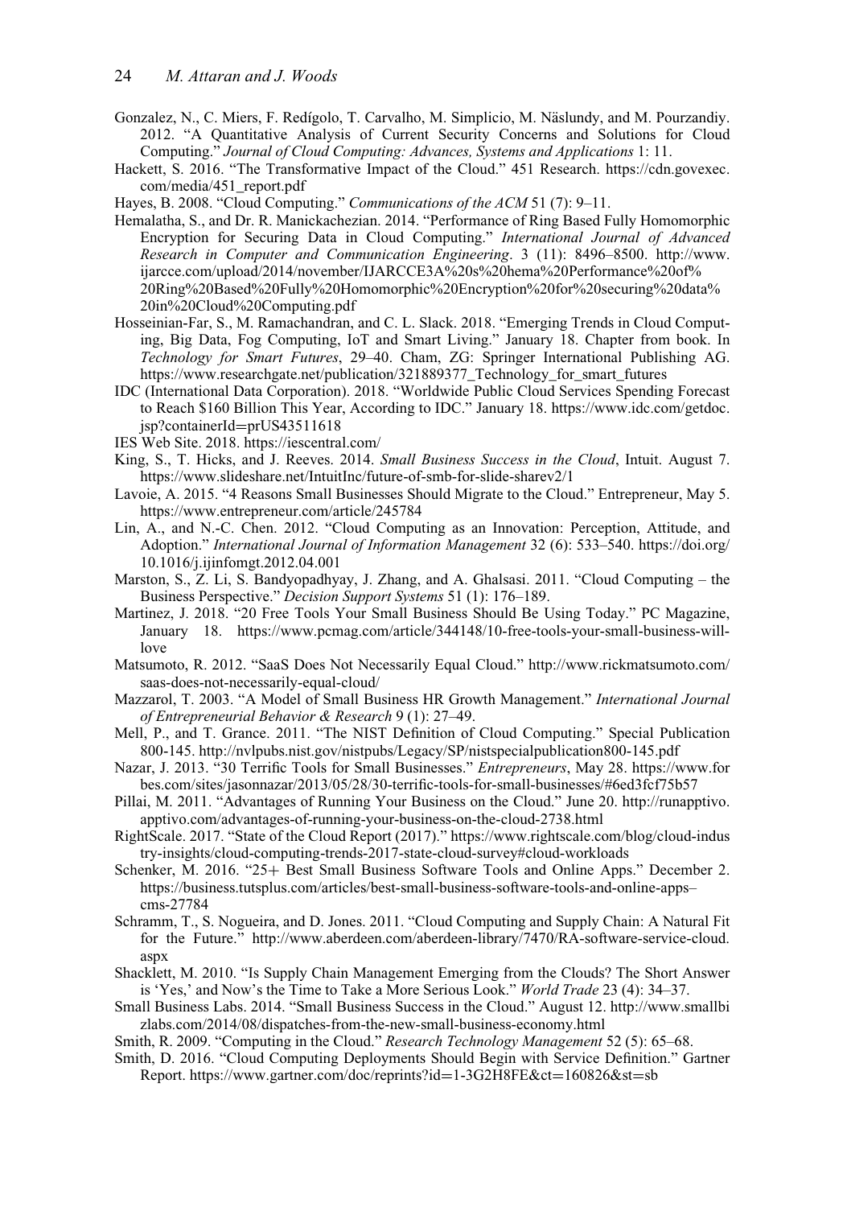Gonzalez, N., C. Miers, F. Redígolo, T. Carvalho, M. Simplicio, M. Näslundy, and M. Pourzandiy. 2012. "A Quantitative Analysis of Current Security Concerns and Solutions for Cloud Computing." *Journal of Cloud Computing: Advances, Systems and Applications* 1: 11.

Hackett, S. 2016. "The Transformative Impact of the Cloud." 451 Research. https://cdn.govexec.com/media/451_report.pdf

Hayes, B. 2008. "Cloud Computing." *Communications of the ACM* 51 (7): 9–11.

Hemalatha, S., and Dr. R. Manickachezian. 2014. "Performance of Ring Based Fully Homomorphic Encryption for Securing Data in Cloud Computing." *International Journal of Advanced Research in Computer and Communication Engineering*. 3 (11): 8496–8500. http://www.ijarcce.com/upload/2014/november/IJARCCE3A%20s%20hema%20Performance%20of%20Ring%20Based%20Fully%20Homomorphic%20Encryption%20for%20securing%20data%20in%20Cloud%20Computing.pdf

Hosseinian-Far, S., M. Ramachandran, and C. L. Slack. 2018. "Emerging Trends in Cloud Computing, Big Data, Fog Computing, IoT and Smart Living." January 18. Chapter from book. In *Technology for Smart Futures*, 29–40. Cham, ZG: Springer International Publishing AG. https://www.researchgate.net/publication/321889377_Technology_for_smart_futures

IDC (International Data Corporation). 2018. "Worldwide Public Cloud Services Spending Forecast to Reach $160 Billion This Year, According to IDC." January 18. https://www.idc.com/getdoc.jsp?containerId=prUS43511618

IES Web Site. 2018. https://iescentral.com/

King, S., T. Hicks, and J. Reeves. 2014. *Small Business Success in the Cloud*, Intuit. August 7. https://www.slideshare.net/IntuitInc/future-of-smb-for-slide-sharev2/1

Lavoie, A. 2015. "4 Reasons Small Businesses Should Migrate to the Cloud." Entrepreneur, May 5. https://www.entrepreneur.com/article/245784

Lin, A., and N.-C. Chen. 2012. "Cloud Computing as an Innovation: Perception, Attitude, and Adoption." *International Journal of Information Management* 32 (6): 533–540. https://doi.org/10.1016/j.ijinfomgt.2012.04.001

Marston, S., Z. Li, S. Bandyopadhyay, J. Zhang, and A. Ghalsasi. 2011. "Cloud Computing – the Business Perspective." *Decision Support Systems* 51 (1): 176–189.

Martinez, J. 2018. "20 Free Tools Your Small Business Should Be Using Today." PC Magazine, January 18. https://www.pcmag.com/article/344148/10-free-tools-your-small-business-will-love

Matsumoto, R. 2012. "SaaS Does Not Necessarily Equal Cloud." http://www.rickmatsumoto.com/saas-does-not-necessarily-equal-cloud/

Mazzarol, T. 2003. "A Model of Small Business HR Growth Management." *International Journal of Entrepreneurial Behavior & Research* 9 (1): 27–49.

Mell, P., and T. Grance. 2011. "The NIST Definition of Cloud Computing." Special Publication 800-145. http://nvlpubs.nist.gov/nistpubs/Legacy/SP/nistspecialpublication800-145.pdf

Nazar, J. 2013. "30 Terrific Tools for Small Businesses." *Entrepreneurs*, May 28. https://www.forbes.com/sites/jasonnazar/2013/05/28/30-terrific-tools-for-small-businesses/#6ed3fcf75b57

Pillai, M. 2011. "Advantages of Running Your Business on the Cloud." June 20. http://runapptivo.apptivo.com/advantages-of-running-your-business-on-the-cloud-2738.html

RightScale. 2017. "State of the Cloud Report (2017)." https://www.rightscale.com/blog/cloud-industry-insights/cloud-computing-trends-2017-state-cloud-survey#cloud-workloads

Schenker, M. 2016. "25+ Best Small Business Software Tools and Online Apps." December 2. https://business.tutsplus.com/articles/best-small-business-software-tools-and-online-apps–cms-27784

Schramm, T., S. Nogueira, and D. Jones. 2011. "Cloud Computing and Supply Chain: A Natural Fit for the Future." http://www.aberdeen.com/aberdeen-library/7470/RA-software-service-cloud.aspx

Shacklett, M. 2010. "Is Supply Chain Management Emerging from the Clouds? The Short Answer is 'Yes,' and Now's the Time to Take a More Serious Look." *World Trade* 23 (4): 34–37.

Small Business Labs. 2014. "Small Business Success in the Cloud." August 12. http://www.smallbizlabs.com/2014/08/dispatches-from-the-new-small-business-economy.html

Smith, R. 2009. "Computing in the Cloud." *Research Technology Management* 52 (5): 65–68.

Smith, D. 2016. "Cloud Computing Deployments Should Begin with Service Definition." Gartner Report. https://www.gartner.com/doc/reprints?id=1-3G2H8FE&ct=160826&st=sb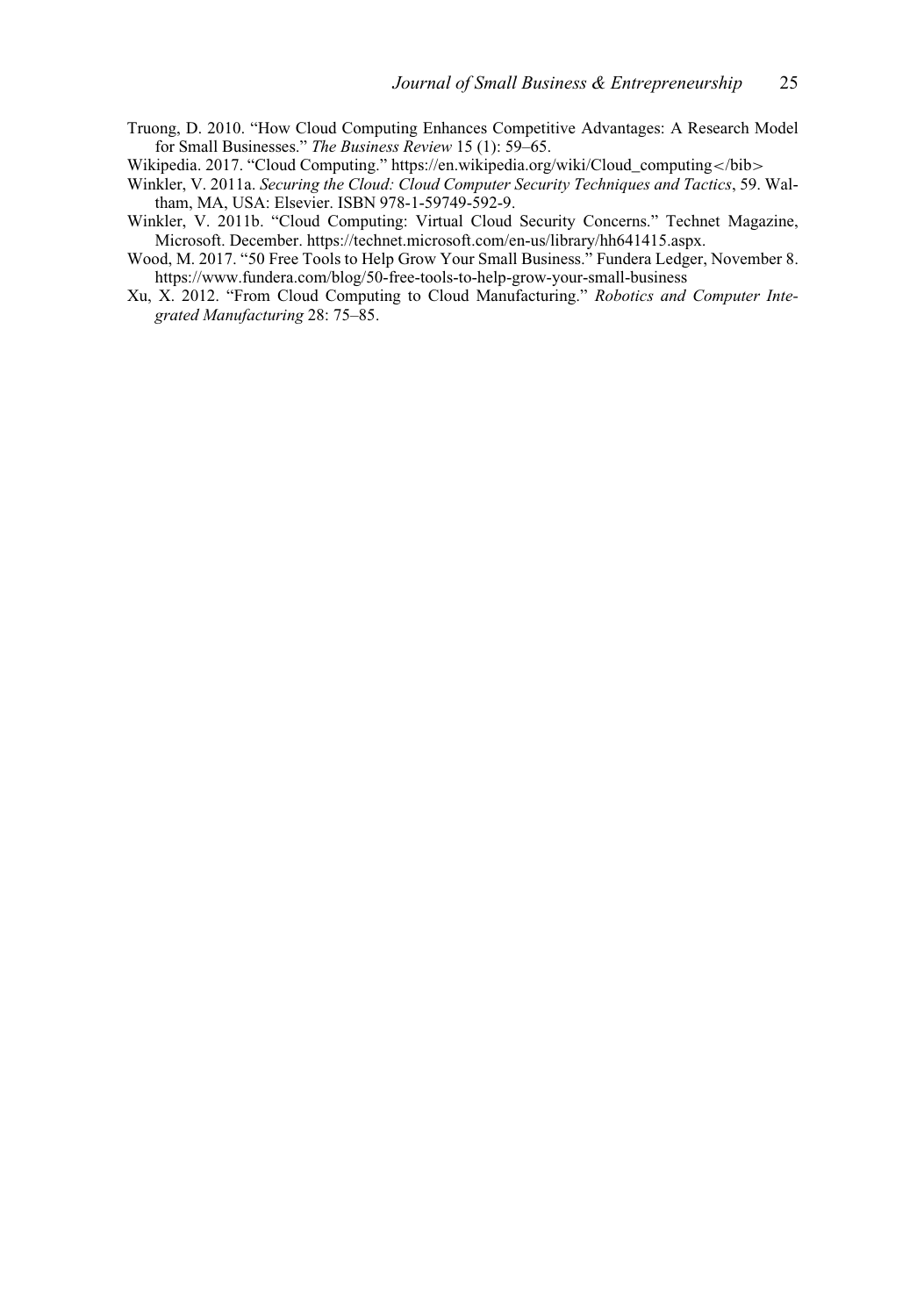Truong, D. 2010. "How Cloud Computing Enhances Competitive Advantages: A Research Model for Small Businesses." *The Business Review* 15 (1): 59–65.

Wikipedia. 2017. "Cloud Computing." https://en.wikipedia.org/wiki/Cloud_computing</bib>

Winkler, V. 2011a. *Securing the Cloud: Cloud Computer Security Techniques and Tactics*, 59. Waltham, MA, USA: Elsevier. ISBN 978-1-59749-592-9.

Winkler, V. 2011b. "Cloud Computing: Virtual Cloud Security Concerns." Technet Magazine, Microsoft. December. https://technet.microsoft.com/en-us/library/hh641415.aspx.

Wood, M. 2017. "50 Free Tools to Help Grow Your Small Business." Fundera Ledger, November 8. https://www.fundera.com/blog/50-free-tools-to-help-grow-your-small-business

Xu, X. 2012. "From Cloud Computing to Cloud Manufacturing." *Robotics and Computer Integrated Manufacturing* 28: 75–85.